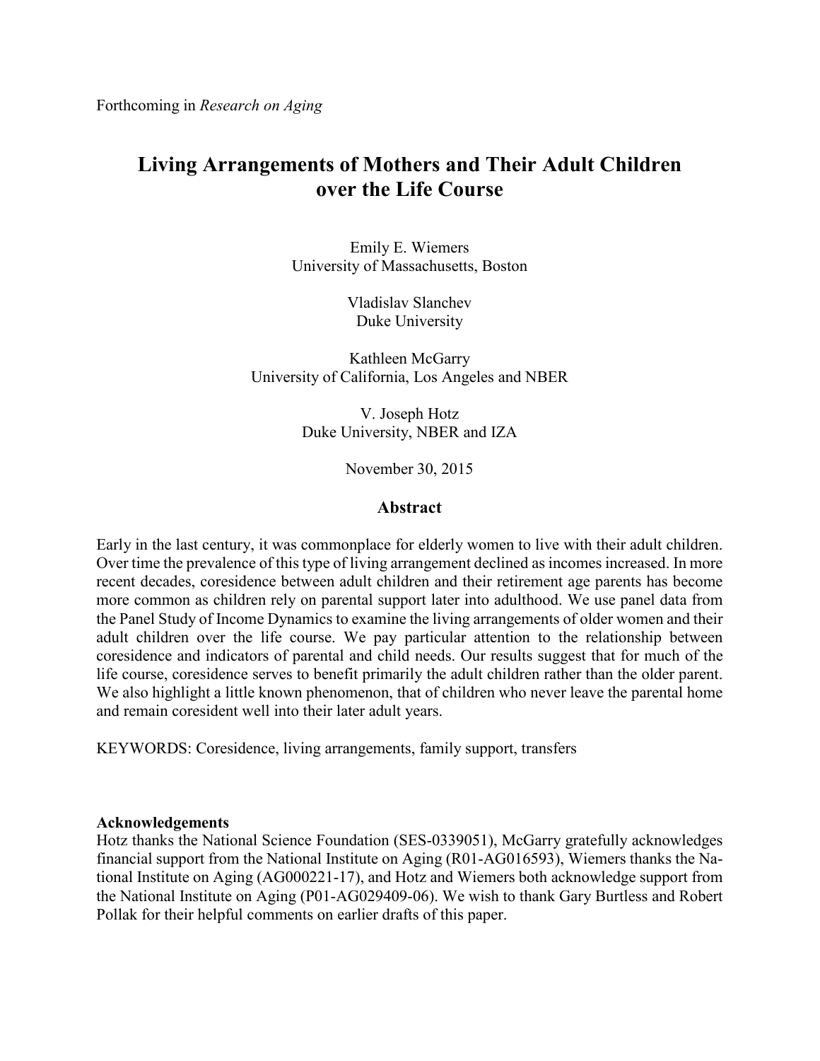Forthcoming in *Research on Aging*

# Living Arrangements of Mothers and Their Adult Children over the Life Course

Emily E. Wiemers
University of Massachusetts, Boston

Vladislav Slanchev
Duke University

Kathleen McGarry
University of California, Los Angeles and NBER

V. Joseph Hotz
Duke University, NBER and IZA

November 30, 2015

## Abstract

Early in the last century, it was commonplace for elderly women to live with their adult children. Over time the prevalence of this type of living arrangement declined as incomes increased. In more recent decades, coresidence between adult children and their retirement age parents has become more common as children rely on parental support later into adulthood. We use panel data from the Panel Study of Income Dynamics to examine the living arrangements of older women and their adult children over the life course. We pay particular attention to the relationship between coresidence and indicators of parental and child needs. Our results suggest that for much of the life course, coresidence serves to benefit primarily the adult children rather than the older parent. We also highlight a little known phenomenon, that of children who never leave the parental home and remain coresident well into their later adult years.

KEYWORDS: Coresidence, living arrangements, family support, transfers

**Acknowledgements**

Hotz thanks the National Science Foundation (SES-0339051), McGarry gratefully acknowledges financial support from the National Institute on Aging (R01-AG016593), Wiemers thanks the National Institute on Aging (AG000221-17), and Hotz and Wiemers both acknowledge support from the National Institute on Aging (P01-AG029409-06). We wish to thank Gary Burtless and Robert Pollak for their helpful comments on earlier drafts of this paper.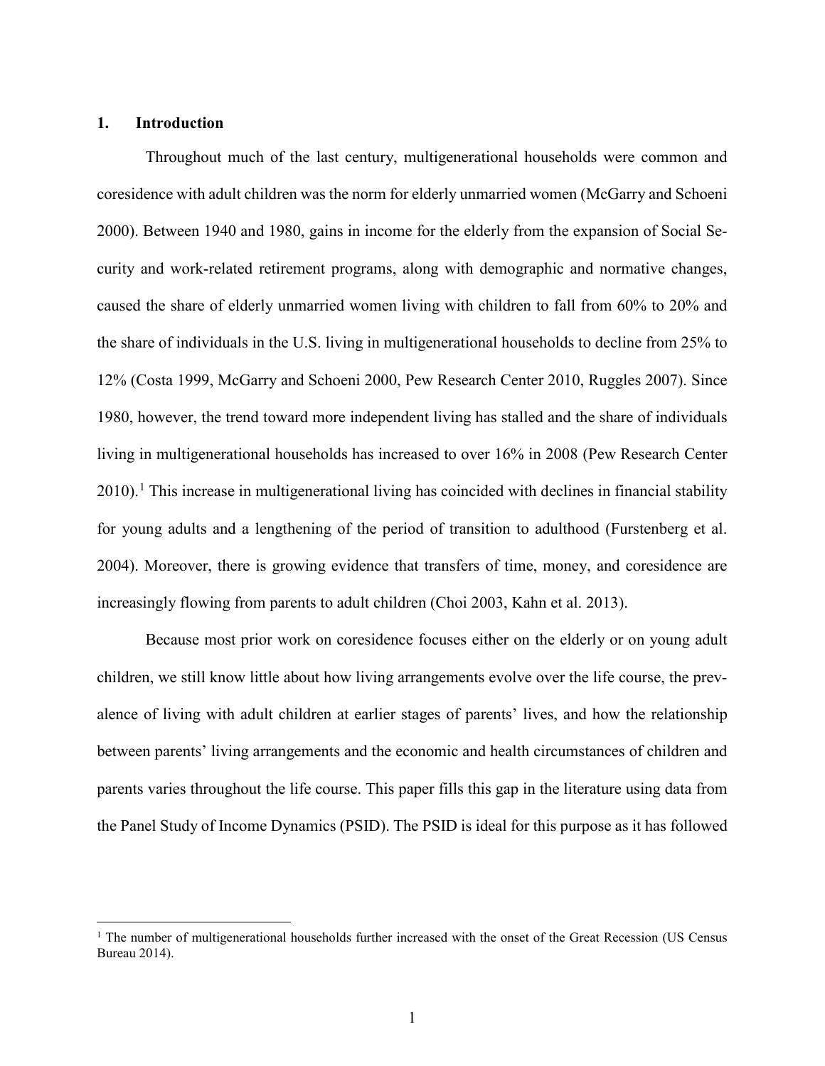## 1. Introduction

Throughout much of the last century, multigenerational households were common and coresidence with adult children was the norm for elderly unmarried women (McGarry and Schoeni 2000). Between 1940 and 1980, gains in income for the elderly from the expansion of Social Security and work-related retirement programs, along with demographic and normative changes, caused the share of elderly unmarried women living with children to fall from 60% to 20% and the share of individuals in the U.S. living in multigenerational households to decline from 25% to 12% (Costa 1999, McGarry and Schoeni 2000, Pew Research Center 2010, Ruggles 2007). Since 1980, however, the trend toward more independent living has stalled and the share of individuals living in multigenerational households has increased to over 16% in 2008 (Pew Research Center 2010).[1] This increase in multigenerational living has coincided with declines in financial stability for young adults and a lengthening of the period of transition to adulthood (Furstenberg et al. 2004). Moreover, there is growing evidence that transfers of time, money, and coresidence are increasingly flowing from parents to adult children (Choi 2003, Kahn et al. 2013).

Because most prior work on coresidence focuses either on the elderly or on young adult children, we still know little about how living arrangements evolve over the life course, the prevalence of living with adult children at earlier stages of parents' lives, and how the relationship between parents' living arrangements and the economic and health circumstances of children and parents varies throughout the life course. This paper fills this gap in the literature using data from the Panel Study of Income Dynamics (PSID). The PSID is ideal for this purpose as it has followed

[1] The number of multigenerational households further increased with the onset of the Great Recession (US Census Bureau 2014).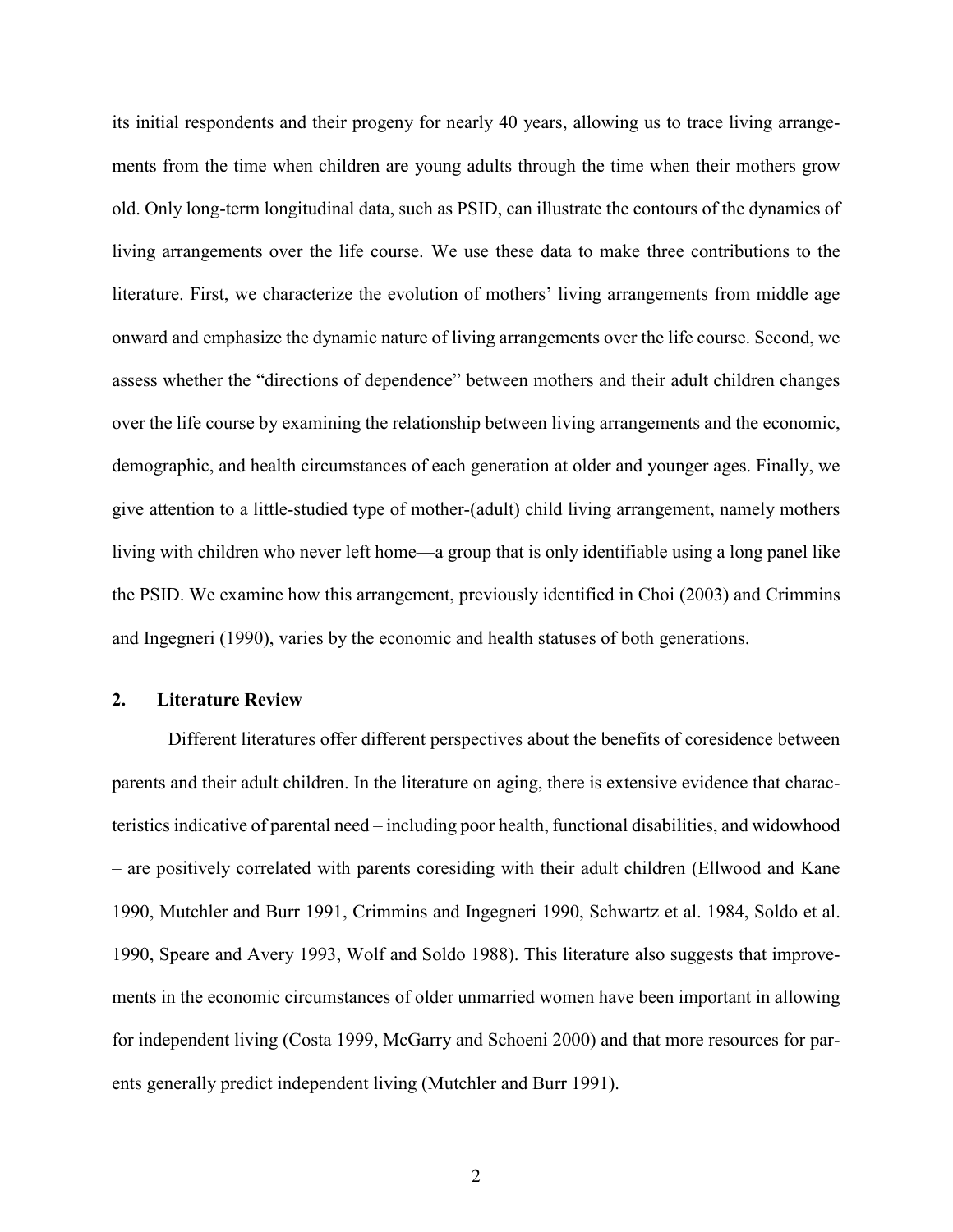its initial respondents and their progeny for nearly 40 years, allowing us to trace living arrangements from the time when children are young adults through the time when their mothers grow old. Only long-term longitudinal data, such as PSID, can illustrate the contours of the dynamics of living arrangements over the life course. We use these data to make three contributions to the literature. First, we characterize the evolution of mothers' living arrangements from middle age onward and emphasize the dynamic nature of living arrangements over the life course. Second, we assess whether the "directions of dependence" between mothers and their adult children changes over the life course by examining the relationship between living arrangements and the economic, demographic, and health circumstances of each generation at older and younger ages. Finally, we give attention to a little-studied type of mother-(adult) child living arrangement, namely mothers living with children who never left home—a group that is only identifiable using a long panel like the PSID. We examine how this arrangement, previously identified in Choi (2003) and Crimmins and Ingegneri (1990), varies by the economic and health statuses of both generations.

## 2. Literature Review

Different literatures offer different perspectives about the benefits of coresidence between parents and their adult children. In the literature on aging, there is extensive evidence that characteristics indicative of parental need – including poor health, functional disabilities, and widowhood – are positively correlated with parents coresiding with their adult children (Ellwood and Kane 1990, Mutchler and Burr 1991, Crimmins and Ingegneri 1990, Schwartz et al. 1984, Soldo et al. 1990, Speare and Avery 1993, Wolf and Soldo 1988). This literature also suggests that improvements in the economic circumstances of older unmarried women have been important in allowing for independent living (Costa 1999, McGarry and Schoeni 2000) and that more resources for parents generally predict independent living (Mutchler and Burr 1991).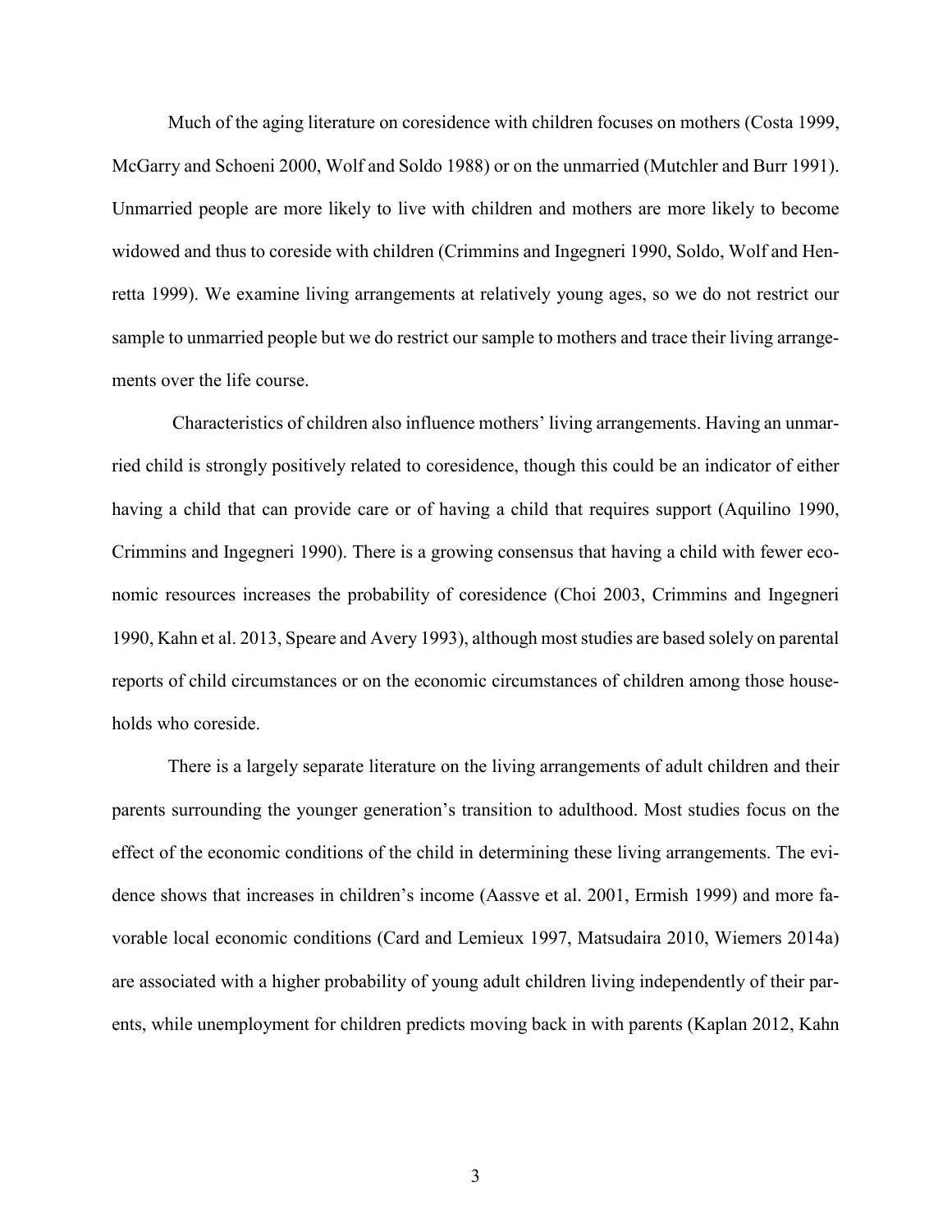Much of the aging literature on coresidence with children focuses on mothers (Costa 1999, McGarry and Schoeni 2000, Wolf and Soldo 1988) or on the unmarried (Mutchler and Burr 1991). Unmarried people are more likely to live with children and mothers are more likely to become widowed and thus to coreside with children (Crimmins and Ingegneri 1990, Soldo, Wolf and Henretta 1999). We examine living arrangements at relatively young ages, so we do not restrict our sample to unmarried people but we do restrict our sample to mothers and trace their living arrangements over the life course.

Characteristics of children also influence mothers' living arrangements. Having an unmarried child is strongly positively related to coresidence, though this could be an indicator of either having a child that can provide care or of having a child that requires support (Aquilino 1990, Crimmins and Ingegneri 1990). There is a growing consensus that having a child with fewer economic resources increases the probability of coresidence (Choi 2003, Crimmins and Ingegneri 1990, Kahn et al. 2013, Speare and Avery 1993), although most studies are based solely on parental reports of child circumstances or on the economic circumstances of children among those households who coreside.

There is a largely separate literature on the living arrangements of adult children and their parents surrounding the younger generation's transition to adulthood. Most studies focus on the effect of the economic conditions of the child in determining these living arrangements. The evidence shows that increases in children's income (Aassve et al. 2001, Ermish 1999) and more favorable local economic conditions (Card and Lemieux 1997, Matsudaira 2010, Wiemers 2014a) are associated with a higher probability of young adult children living independently of their parents, while unemployment for children predicts moving back in with parents (Kaplan 2012, Kahn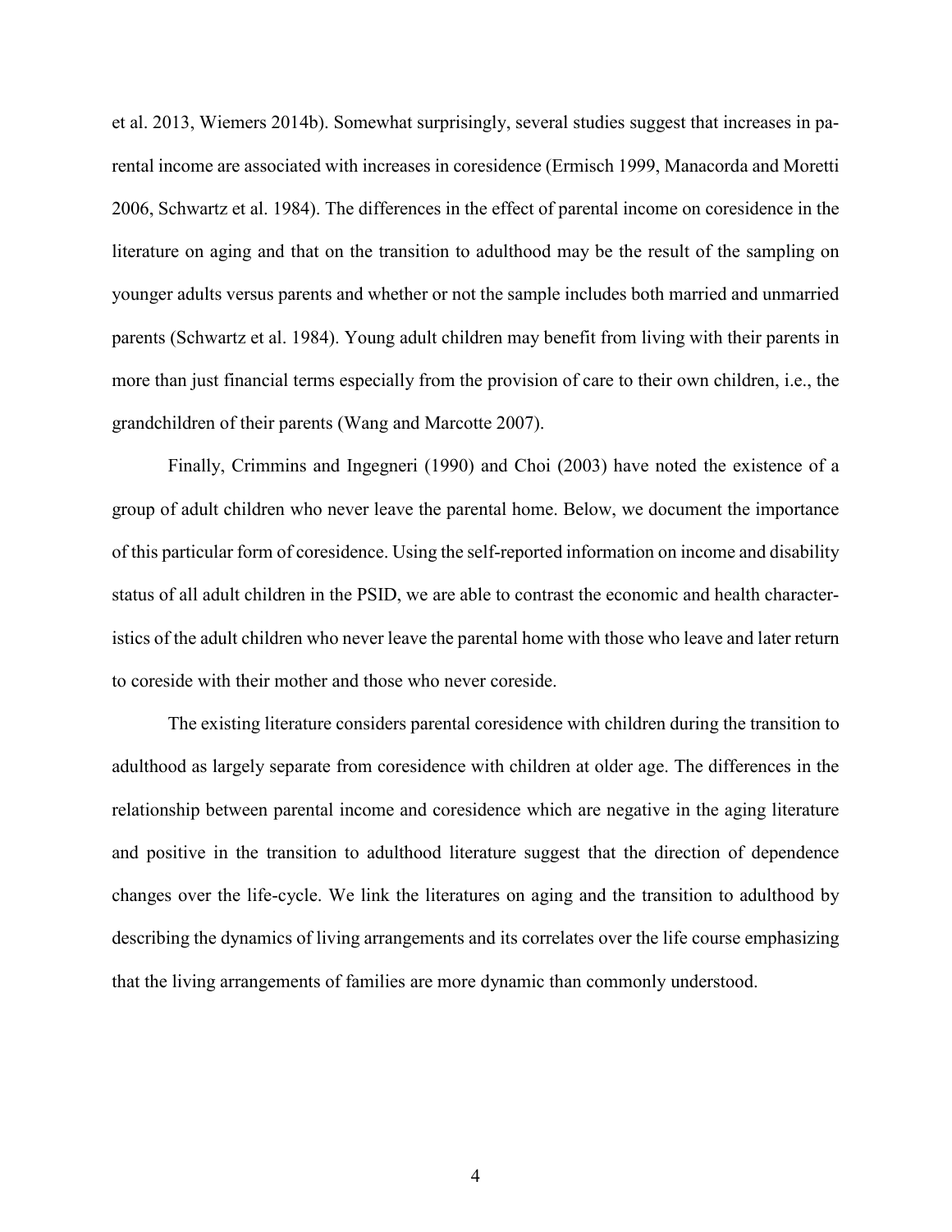et al. 2013, Wiemers 2014b). Somewhat surprisingly, several studies suggest that increases in parental income are associated with increases in coresidence (Ermisch 1999, Manacorda and Moretti 2006, Schwartz et al. 1984). The differences in the effect of parental income on coresidence in the literature on aging and that on the transition to adulthood may be the result of the sampling on younger adults versus parents and whether or not the sample includes both married and unmarried parents (Schwartz et al. 1984). Young adult children may benefit from living with their parents in more than just financial terms especially from the provision of care to their own children, i.e., the grandchildren of their parents (Wang and Marcotte 2007).

Finally, Crimmins and Ingegneri (1990) and Choi (2003) have noted the existence of a group of adult children who never leave the parental home. Below, we document the importance of this particular form of coresidence. Using the self-reported information on income and disability status of all adult children in the PSID, we are able to contrast the economic and health characteristics of the adult children who never leave the parental home with those who leave and later return to coreside with their mother and those who never coreside.

The existing literature considers parental coresidence with children during the transition to adulthood as largely separate from coresidence with children at older age. The differences in the relationship between parental income and coresidence which are negative in the aging literature and positive in the transition to adulthood literature suggest that the direction of dependence changes over the life-cycle. We link the literatures on aging and the transition to adulthood by describing the dynamics of living arrangements and its correlates over the life course emphasizing that the living arrangements of families are more dynamic than commonly understood.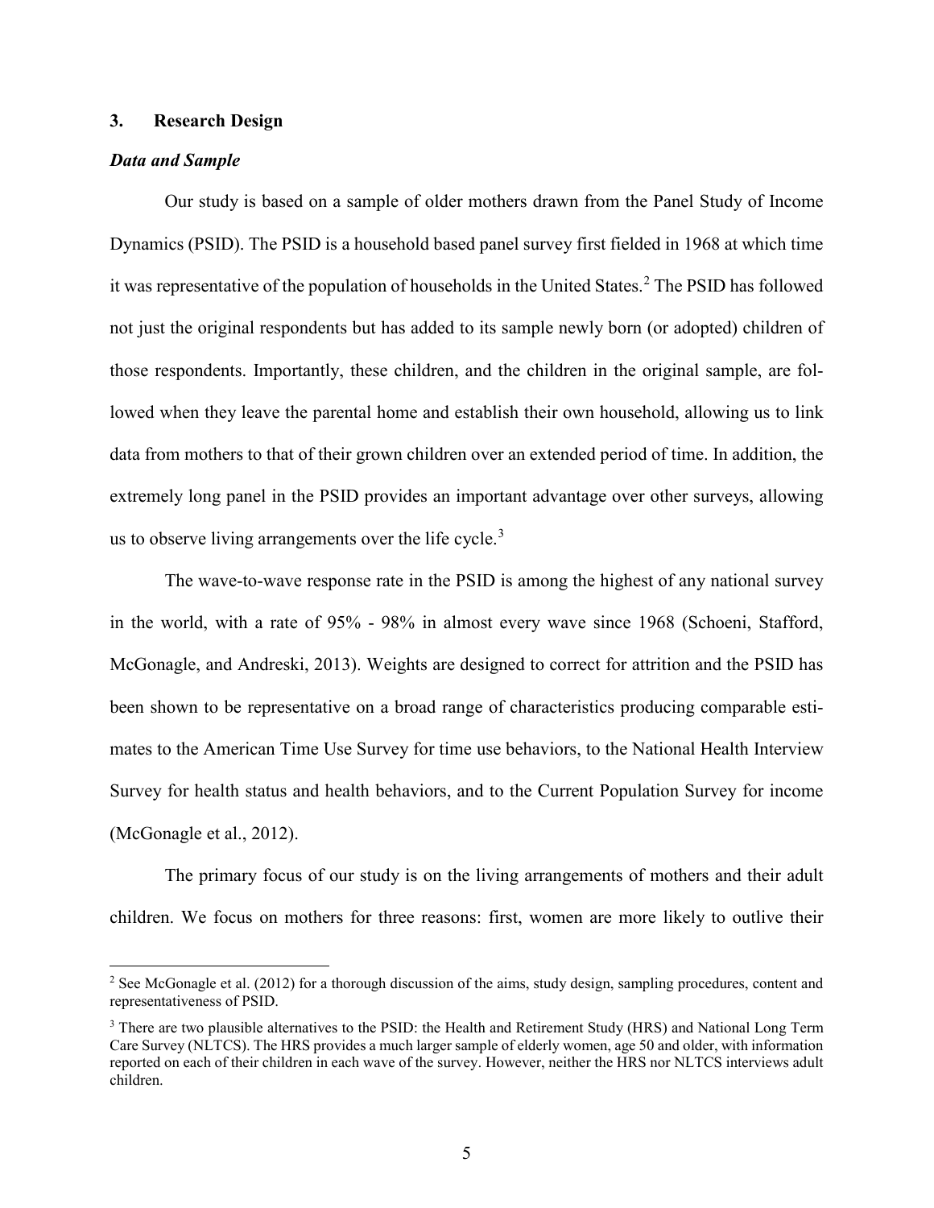## 3. Research Design

### *Data and Sample*

Our study is based on a sample of older mothers drawn from the Panel Study of Income Dynamics (PSID). The PSID is a household based panel survey first fielded in 1968 at which time it was representative of the population of households in the United States.[2] The PSID has followed not just the original respondents but has added to its sample newly born (or adopted) children of those respondents. Importantly, these children, and the children in the original sample, are followed when they leave the parental home and establish their own household, allowing us to link data from mothers to that of their grown children over an extended period of time. In addition, the extremely long panel in the PSID provides an important advantage over other surveys, allowing us to observe living arrangements over the life cycle.[3]

The wave-to-wave response rate in the PSID is among the highest of any national survey in the world, with a rate of 95% - 98% in almost every wave since 1968 (Schoeni, Stafford, McGonagle, and Andreski, 2013). Weights are designed to correct for attrition and the PSID has been shown to be representative on a broad range of characteristics producing comparable estimates to the American Time Use Survey for time use behaviors, to the National Health Interview Survey for health status and health behaviors, and to the Current Population Survey for income (McGonagle et al., 2012).

The primary focus of our study is on the living arrangements of mothers and their adult children. We focus on mothers for three reasons: first, women are more likely to outlive their

---

[2] See McGonagle et al. (2012) for a thorough discussion of the aims, study design, sampling procedures, content and representativeness of PSID.

[3] There are two plausible alternatives to the PSID: the Health and Retirement Study (HRS) and National Long Term Care Survey (NLTCS). The HRS provides a much larger sample of elderly women, age 50 and older, with information reported on each of their children in each wave of the survey. However, neither the HRS nor NLTCS interviews adult children.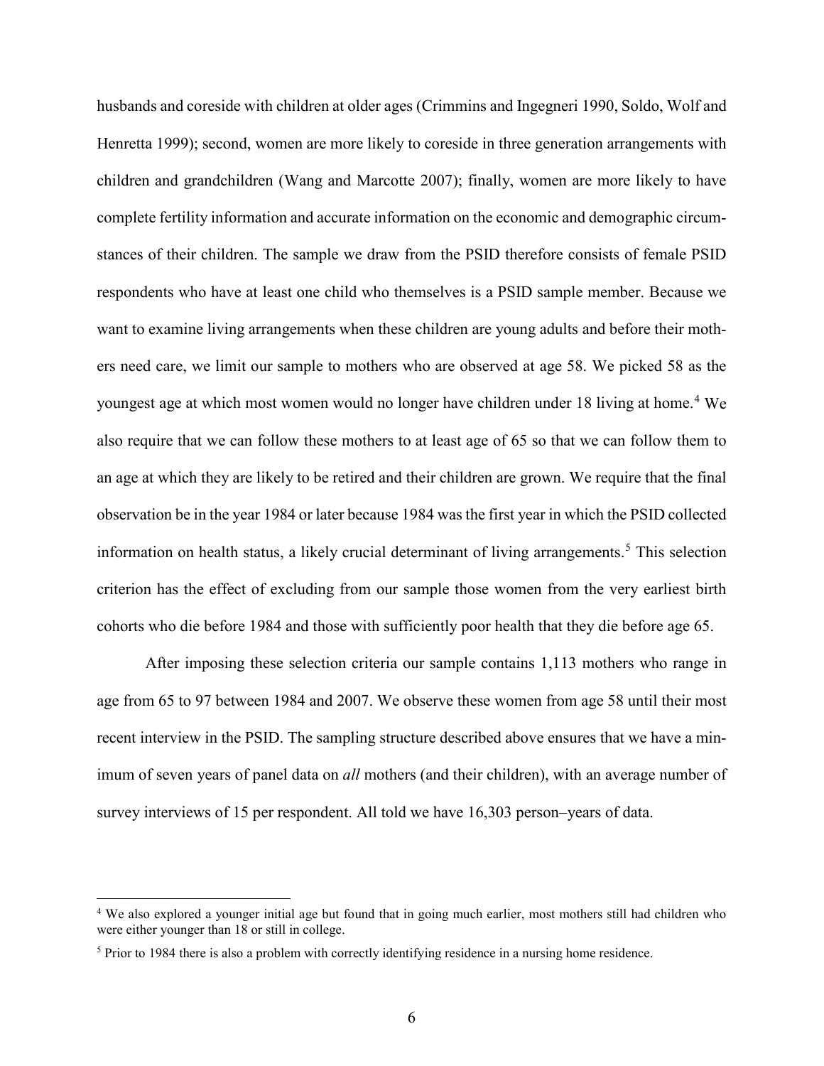husbands and coreside with children at older ages (Crimmins and Ingegneri 1990, Soldo, Wolf and Henretta 1999); second, women are more likely to coreside in three generation arrangements with children and grandchildren (Wang and Marcotte 2007); finally, women are more likely to have complete fertility information and accurate information on the economic and demographic circumstances of their children. The sample we draw from the PSID therefore consists of female PSID respondents who have at least one child who themselves is a PSID sample member. Because we want to examine living arrangements when these children are young adults and before their mothers need care, we limit our sample to mothers who are observed at age 58. We picked 58 as the youngest age at which most women would no longer have children under 18 living at home.[4] We also require that we can follow these mothers to at least age of 65 so that we can follow them to an age at which they are likely to be retired and their children are grown. We require that the final observation be in the year 1984 or later because 1984 was the first year in which the PSID collected information on health status, a likely crucial determinant of living arrangements.[5] This selection criterion has the effect of excluding from our sample those women from the very earliest birth cohorts who die before 1984 and those with sufficiently poor health that they die before age 65.

After imposing these selection criteria our sample contains 1,113 mothers who range in age from 65 to 97 between 1984 and 2007. We observe these women from age 58 until their most recent interview in the PSID. The sampling structure described above ensures that we have a minimum of seven years of panel data on *all* mothers (and their children), with an average number of survey interviews of 15 per respondent. All told we have 16,303 person–years of data.

[4] We also explored a younger initial age but found that in going much earlier, most mothers still had children who were either younger than 18 or still in college.

[5] Prior to 1984 there is also a problem with correctly identifying residence in a nursing home residence.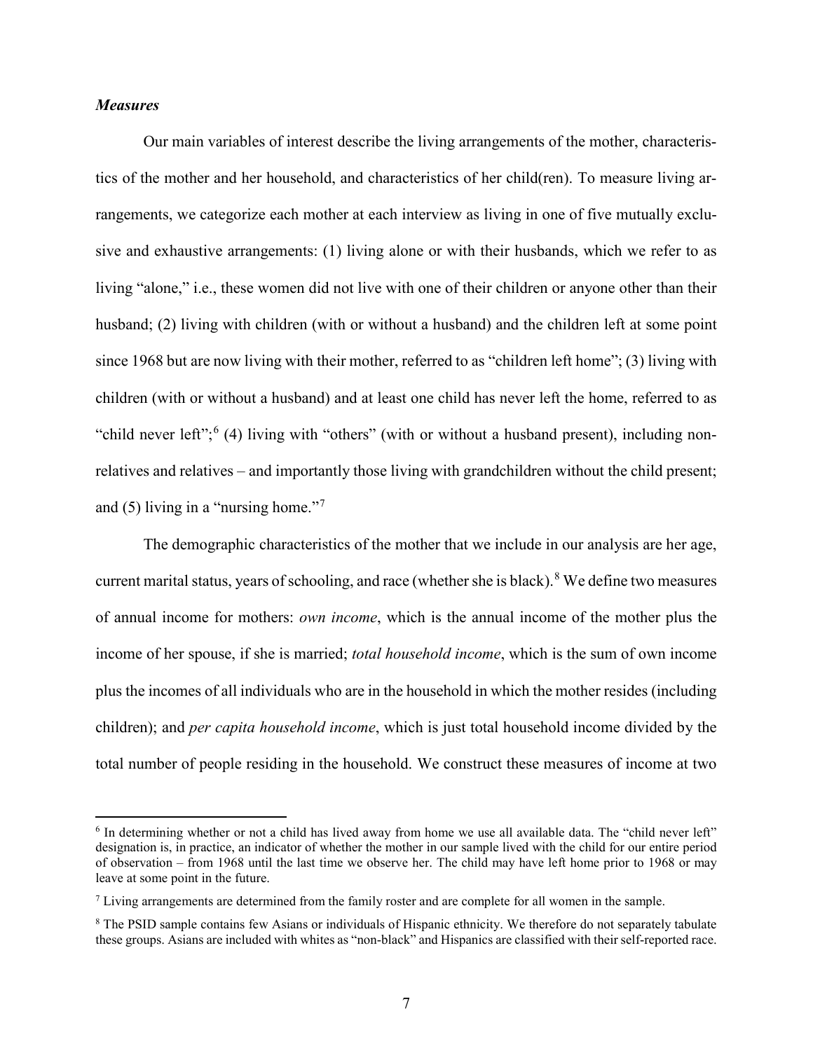### *Measures*

Our main variables of interest describe the living arrangements of the mother, characteristics of the mother and her household, and characteristics of her child(ren). To measure living arrangements, we categorize each mother at each interview as living in one of five mutually exclusive and exhaustive arrangements: (1) living alone or with their husbands, which we refer to as living "alone," i.e., these women did not live with one of their children or anyone other than their husband; (2) living with children (with or without a husband) and the children left at some point since 1968 but are now living with their mother, referred to as "children left home"; (3) living with children (with or without a husband) and at least one child has never left the home, referred to as "child never left";[6] (4) living with "others" (with or without a husband present), including non-relatives and relatives – and importantly those living with grandchildren without the child present; and (5) living in a "nursing home."[7]

The demographic characteristics of the mother that we include in our analysis are her age, current marital status, years of schooling, and race (whether she is black).[8] We define two measures of annual income for mothers: *own income*, which is the annual income of the mother plus the income of her spouse, if she is married; *total household income*, which is the sum of own income plus the incomes of all individuals who are in the household in which the mother resides (including children); and *per capita household income*, which is just total household income divided by the total number of people residing in the household. We construct these measures of income at two

[6] In determining whether or not a child has lived away from home we use all available data. The "child never left" designation is, in practice, an indicator of whether the mother in our sample lived with the child for our entire period of observation – from 1968 until the last time we observe her. The child may have left home prior to 1968 or may leave at some point in the future.

[7] Living arrangements are determined from the family roster and are complete for all women in the sample.

[8] The PSID sample contains few Asians or individuals of Hispanic ethnicity. We therefore do not separately tabulate these groups. Asians are included with whites as "non-black" and Hispanics are classified with their self-reported race.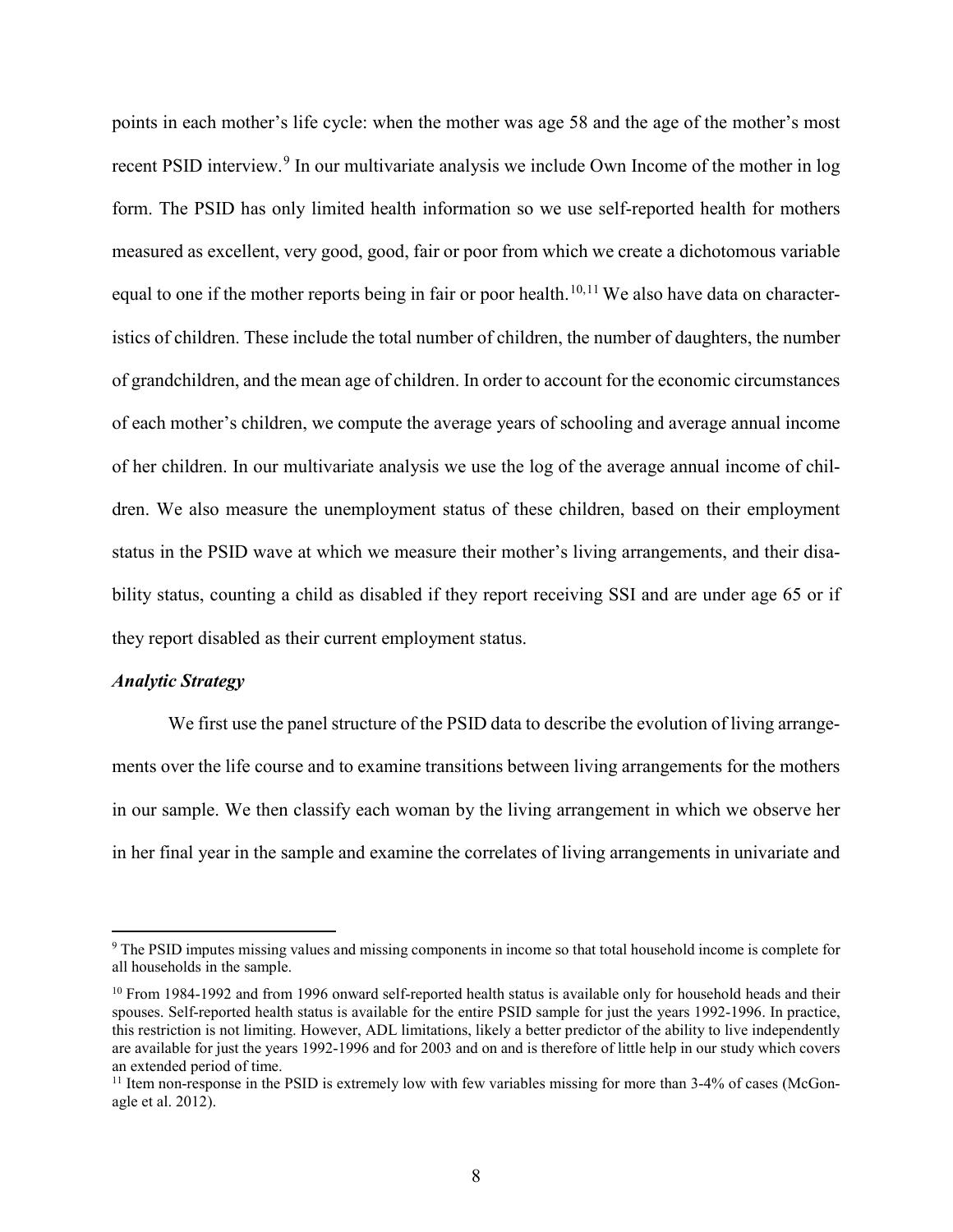points in each mother's life cycle: when the mother was age 58 and the age of the mother's most recent PSID interview.[9] In our multivariate analysis we include Own Income of the mother in log form. The PSID has only limited health information so we use self-reported health for mothers measured as excellent, very good, good, fair or poor from which we create a dichotomous variable equal to one if the mother reports being in fair or poor health.[10,11] We also have data on characteristics of children. These include the total number of children, the number of daughters, the number of grandchildren, and the mean age of children. In order to account for the economic circumstances of each mother's children, we compute the average years of schooling and average annual income of her children. In our multivariate analysis we use the log of the average annual income of children. We also measure the unemployment status of these children, based on their employment status in the PSID wave at which we measure their mother's living arrangements, and their disability status, counting a child as disabled if they report receiving SSI and are under age 65 or if they report disabled as their current employment status.

### *Analytic Strategy*

We first use the panel structure of the PSID data to describe the evolution of living arrangements over the life course and to examine transitions between living arrangements for the mothers in our sample. We then classify each woman by the living arrangement in which we observe her in her final year in the sample and examine the correlates of living arrangements in univariate and

---

[9] The PSID imputes missing values and missing components in income so that total household income is complete for all households in the sample.

[10] From 1984-1992 and from 1996 onward self-reported health status is available only for household heads and their spouses. Self-reported health status is available for the entire PSID sample for just the years 1992-1996. In practice, this restriction is not limiting. However, ADL limitations, likely a better predictor of the ability to live independently are available for just the years 1992-1996 and for 2003 and on and is therefore of little help in our study which covers an extended period of time.

[11] Item non-response in the PSID is extremely low with few variables missing for more than 3-4% of cases (McGonagle et al. 2012).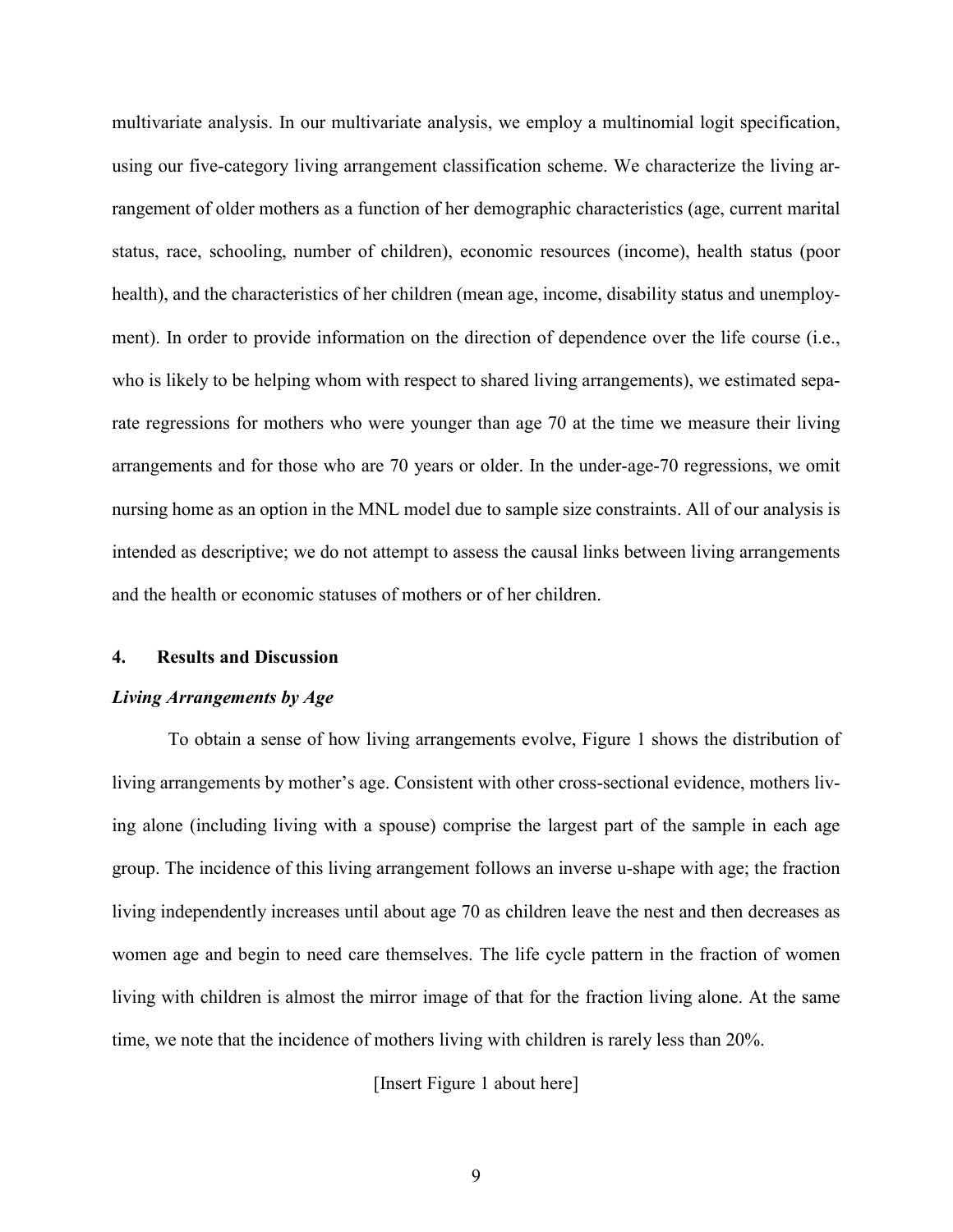multivariate analysis. In our multivariate analysis, we employ a multinomial logit specification, using our five-category living arrangement classification scheme. We characterize the living arrangement of older mothers as a function of her demographic characteristics (age, current marital status, race, schooling, number of children), economic resources (income), health status (poor health), and the characteristics of her children (mean age, income, disability status and unemployment). In order to provide information on the direction of dependence over the life course (i.e., who is likely to be helping whom with respect to shared living arrangements), we estimated separate regressions for mothers who were younger than age 70 at the time we measure their living arrangements and for those who are 70 years or older. In the under-age-70 regressions, we omit nursing home as an option in the MNL model due to sample size constraints. All of our analysis is intended as descriptive; we do not attempt to assess the causal links between living arrangements and the health or economic statuses of mothers or of her children.

## 4. Results and Discussion

### *Living Arrangements by Age*

To obtain a sense of how living arrangements evolve, Figure 1 shows the distribution of living arrangements by mother's age. Consistent with other cross-sectional evidence, mothers living alone (including living with a spouse) comprise the largest part of the sample in each age group. The incidence of this living arrangement follows an inverse u-shape with age; the fraction living independently increases until about age 70 as children leave the nest and then decreases as women age and begin to need care themselves. The life cycle pattern in the fraction of women living with children is almost the mirror image of that for the fraction living alone. At the same time, we note that the incidence of mothers living with children is rarely less than 20%.

[Insert Figure 1 about here]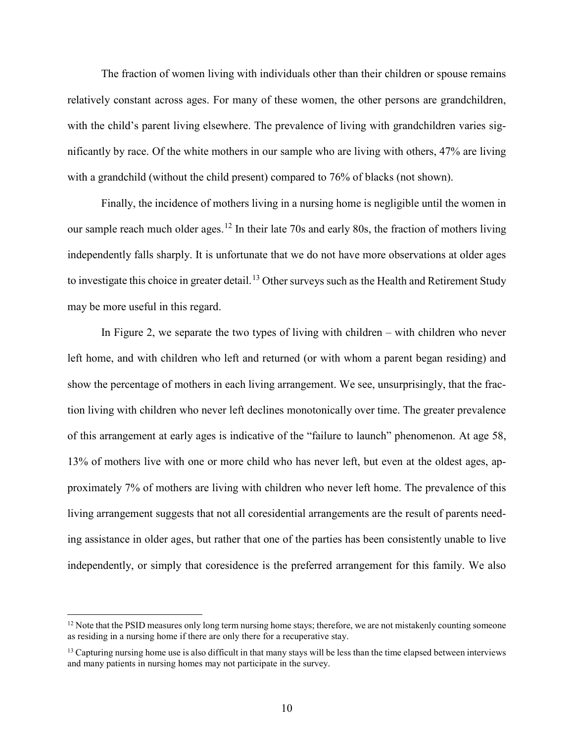The fraction of women living with individuals other than their children or spouse remains relatively constant across ages. For many of these women, the other persons are grandchildren, with the child's parent living elsewhere. The prevalence of living with grandchildren varies significantly by race. Of the white mothers in our sample who are living with others, 47% are living with a grandchild (without the child present) compared to 76% of blacks (not shown).

Finally, the incidence of mothers living in a nursing home is negligible until the women in our sample reach much older ages.[12] In their late 70s and early 80s, the fraction of mothers living independently falls sharply. It is unfortunate that we do not have more observations at older ages to investigate this choice in greater detail.[13] Other surveys such as the Health and Retirement Study may be more useful in this regard.

In Figure 2, we separate the two types of living with children – with children who never left home, and with children who left and returned (or with whom a parent began residing) and show the percentage of mothers in each living arrangement. We see, unsurprisingly, that the fraction living with children who never left declines monotonically over time. The greater prevalence of this arrangement at early ages is indicative of the "failure to launch" phenomenon. At age 58, 13% of mothers live with one or more child who has never left, but even at the oldest ages, approximately 7% of mothers are living with children who never left home. The prevalence of this living arrangement suggests that not all coresidential arrangements are the result of parents needing assistance in older ages, but rather that one of the parties has been consistently unable to live independently, or simply that coresidence is the preferred arrangement for this family. We also

[12] Note that the PSID measures only long term nursing home stays; therefore, we are not mistakenly counting someone as residing in a nursing home if there are only there for a recuperative stay.

[13] Capturing nursing home use is also difficult in that many stays will be less than the time elapsed between interviews and many patients in nursing homes may not participate in the survey.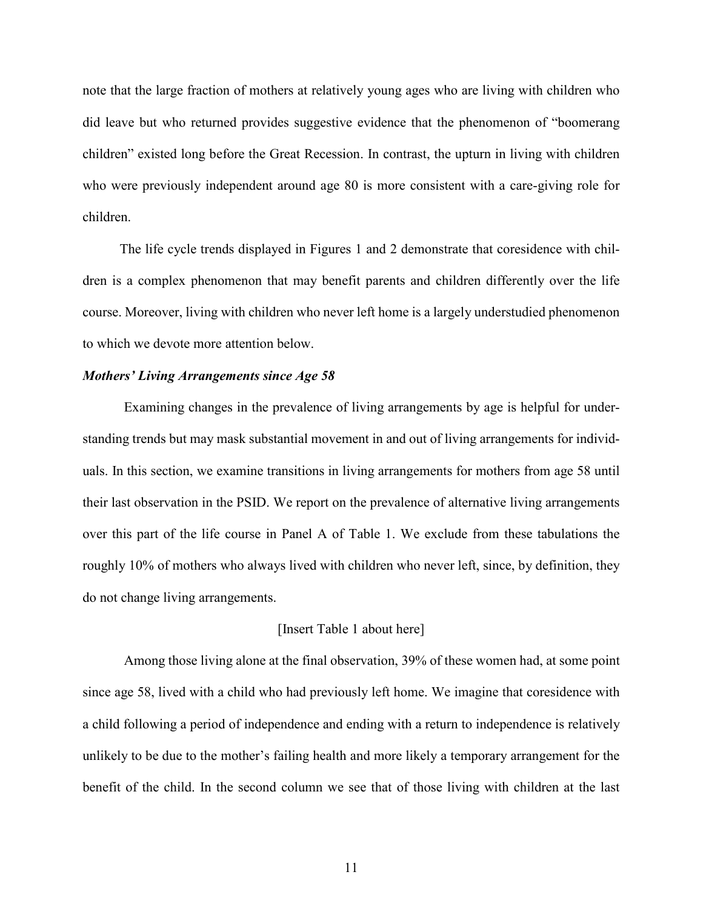note that the large fraction of mothers at relatively young ages who are living with children who did leave but who returned provides suggestive evidence that the phenomenon of "boomerang children" existed long before the Great Recession. In contrast, the upturn in living with children who were previously independent around age 80 is more consistent with a care-giving role for children.

The life cycle trends displayed in Figures 1 and 2 demonstrate that coresidence with children is a complex phenomenon that may benefit parents and children differently over the life course. Moreover, living with children who never left home is a largely understudied phenomenon to which we devote more attention below.

### *Mothers' Living Arrangements since Age 58*

Examining changes in the prevalence of living arrangements by age is helpful for understanding trends but may mask substantial movement in and out of living arrangements for individuals. In this section, we examine transitions in living arrangements for mothers from age 58 until their last observation in the PSID. We report on the prevalence of alternative living arrangements over this part of the life course in Panel A of Table 1. We exclude from these tabulations the roughly 10% of mothers who always lived with children who never left, since, by definition, they do not change living arrangements.

[Insert Table 1 about here]

Among those living alone at the final observation, 39% of these women had, at some point since age 58, lived with a child who had previously left home. We imagine that coresidence with a child following a period of independence and ending with a return to independence is relatively unlikely to be due to the mother's failing health and more likely a temporary arrangement for the benefit of the child. In the second column we see that of those living with children at the last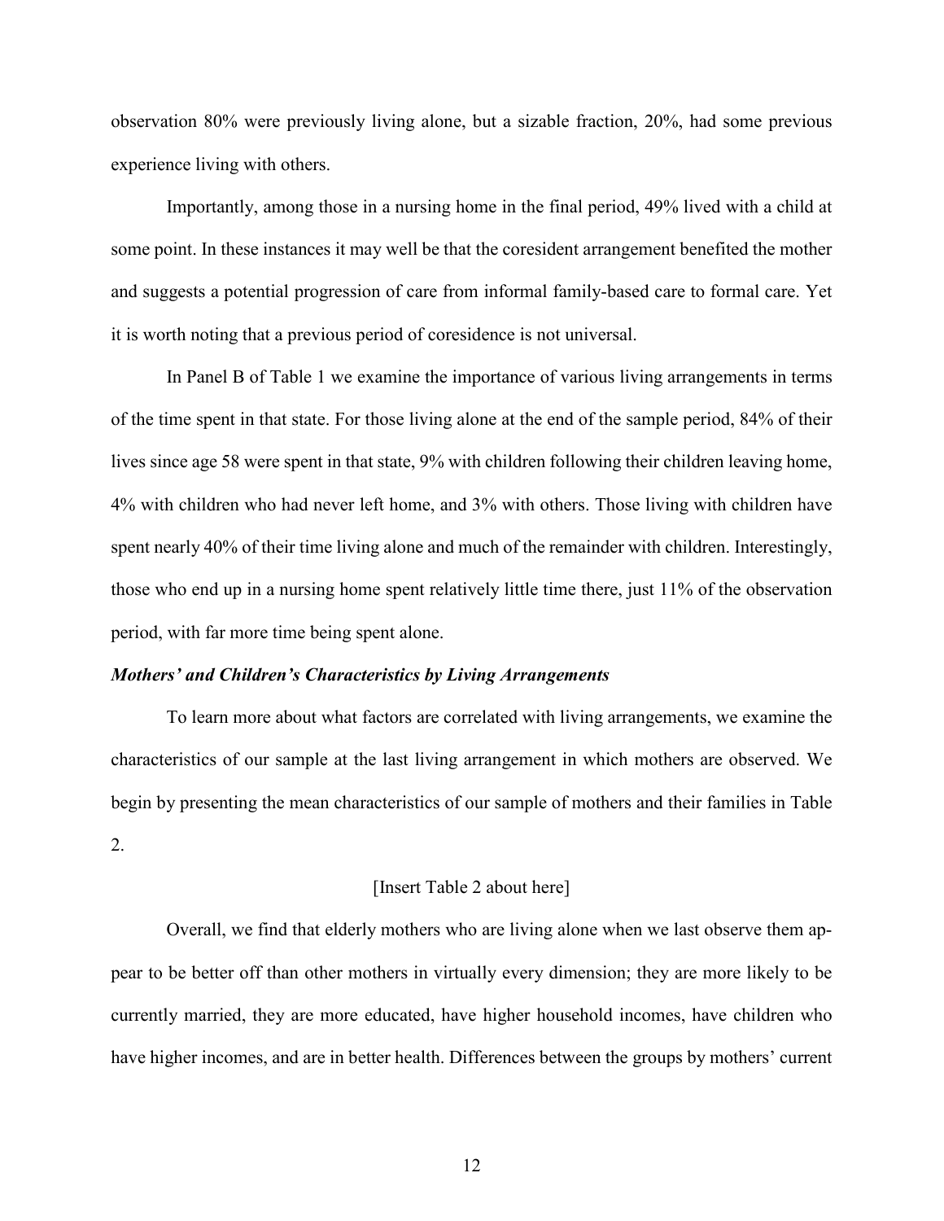observation 80% were previously living alone, but a sizable fraction, 20%, had some previous experience living with others.

Importantly, among those in a nursing home in the final period, 49% lived with a child at some point. In these instances it may well be that the coresident arrangement benefited the mother and suggests a potential progression of care from informal family-based care to formal care. Yet it is worth noting that a previous period of coresidence is not universal.

In Panel B of Table 1 we examine the importance of various living arrangements in terms of the time spent in that state. For those living alone at the end of the sample period, 84% of their lives since age 58 were spent in that state, 9% with children following their children leaving home, 4% with children who had never left home, and 3% with others. Those living with children have spent nearly 40% of their time living alone and much of the remainder with children. Interestingly, those who end up in a nursing home spent relatively little time there, just 11% of the observation period, with far more time being spent alone.

***Mothers' and Children's Characteristics by Living Arrangements***

To learn more about what factors are correlated with living arrangements, we examine the characteristics of our sample at the last living arrangement in which mothers are observed. We begin by presenting the mean characteristics of our sample of mothers and their families in Table 2.

[Insert Table 2 about here]

Overall, we find that elderly mothers who are living alone when we last observe them appear to be better off than other mothers in virtually every dimension; they are more likely to be currently married, they are more educated, have higher household incomes, have children who have higher incomes, and are in better health. Differences between the groups by mothers' current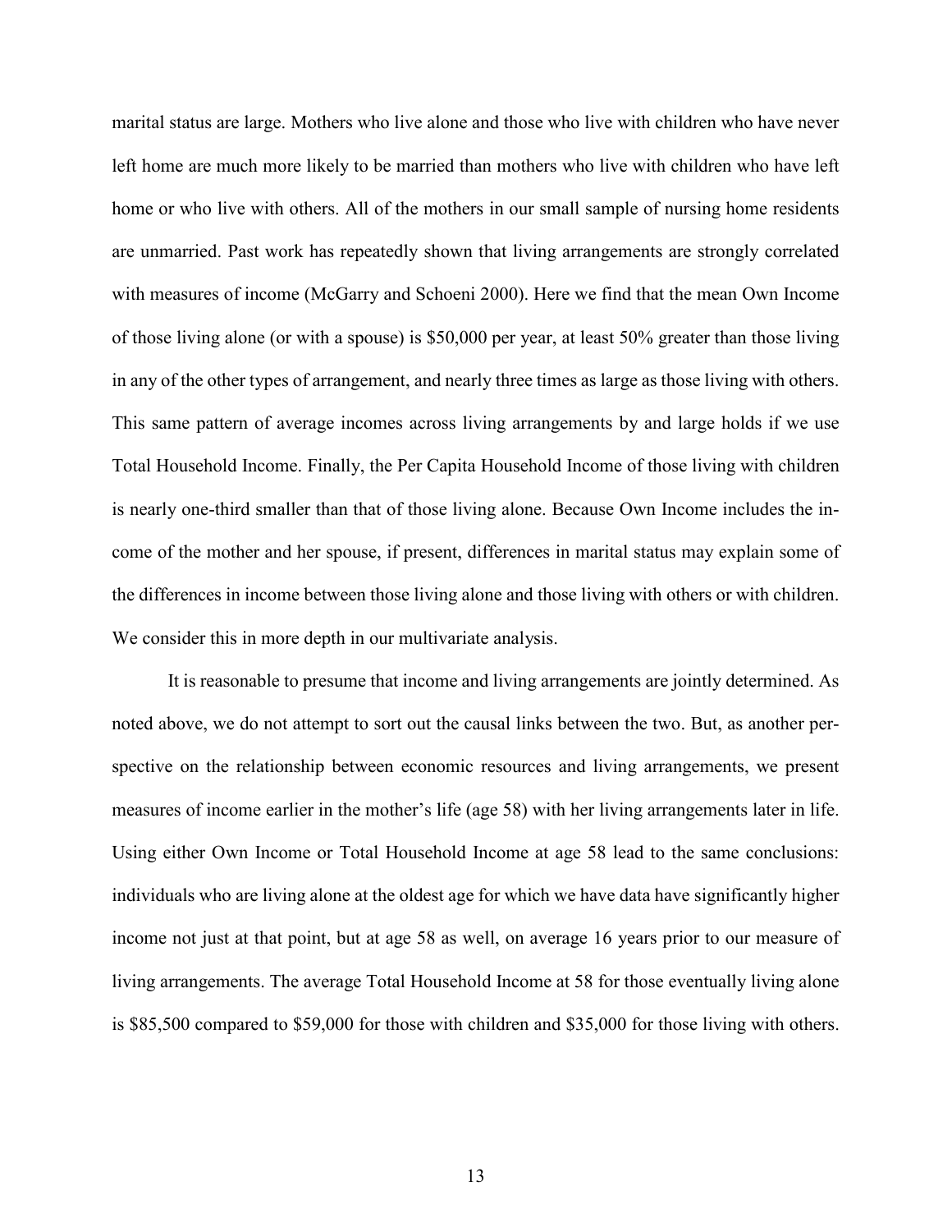marital status are large. Mothers who live alone and those who live with children who have never left home are much more likely to be married than mothers who live with children who have left home or who live with others. All of the mothers in our small sample of nursing home residents are unmarried. Past work has repeatedly shown that living arrangements are strongly correlated with measures of income (McGarry and Schoeni 2000). Here we find that the mean Own Income of those living alone (or with a spouse) is $50,000 per year, at least 50% greater than those living in any of the other types of arrangement, and nearly three times as large as those living with others. This same pattern of average incomes across living arrangements by and large holds if we use Total Household Income. Finally, the Per Capita Household Income of those living with children is nearly one-third smaller than that of those living alone. Because Own Income includes the income of the mother and her spouse, if present, differences in marital status may explain some of the differences in income between those living alone and those living with others or with children. We consider this in more depth in our multivariate analysis.

It is reasonable to presume that income and living arrangements are jointly determined. As noted above, we do not attempt to sort out the causal links between the two. But, as another perspective on the relationship between economic resources and living arrangements, we present measures of income earlier in the mother's life (age 58) with her living arrangements later in life. Using either Own Income or Total Household Income at age 58 lead to the same conclusions: individuals who are living alone at the oldest age for which we have data have significantly higher income not just at that point, but at age 58 as well, on average 16 years prior to our measure of living arrangements. The average Total Household Income at 58 for those eventually living alone is $85,500 compared to $59,000 for those with children and $35,000 for those living with others.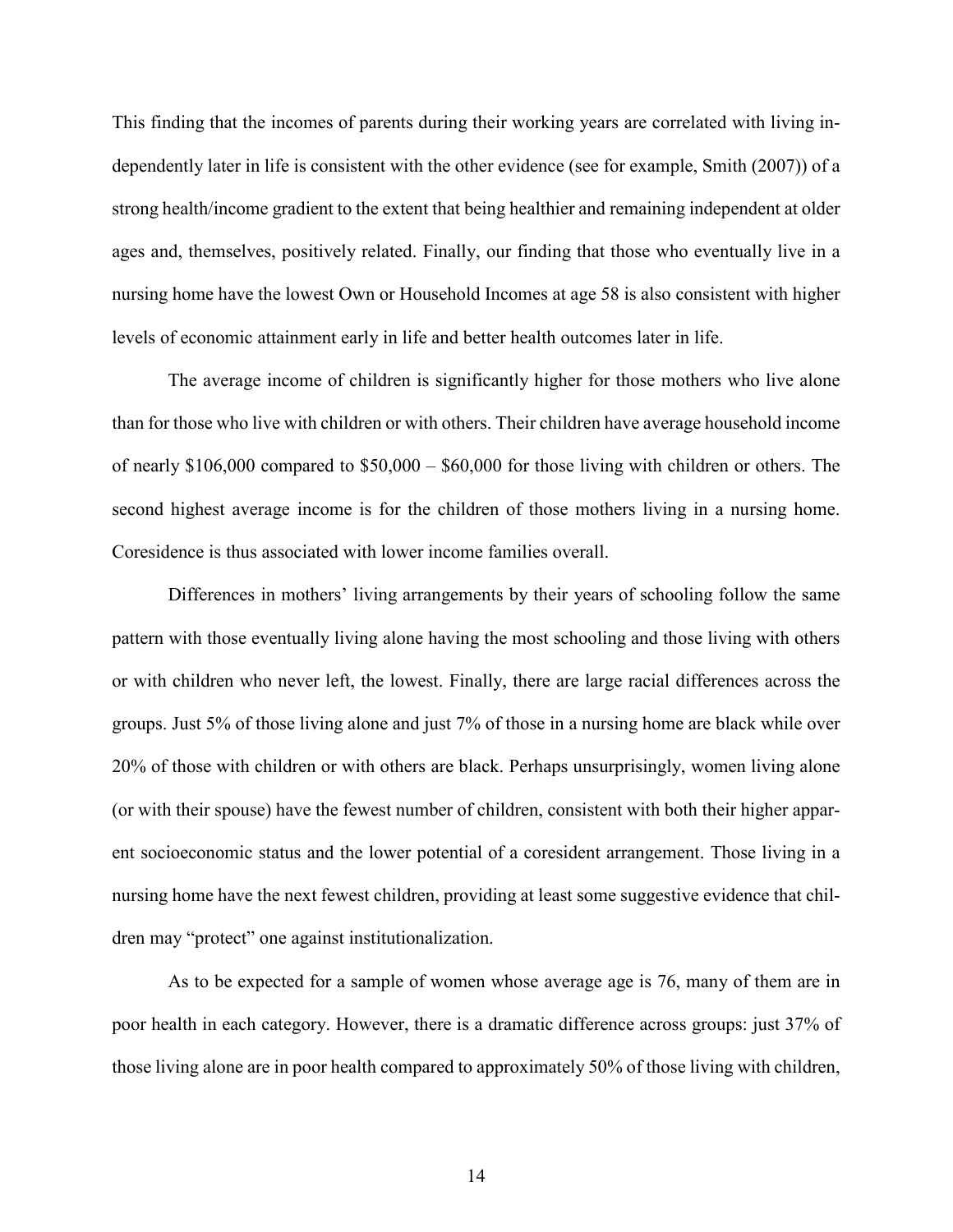This finding that the incomes of parents during their working years are correlated with living independently later in life is consistent with the other evidence (see for example, Smith (2007)) of a strong health/income gradient to the extent that being healthier and remaining independent at older ages and, themselves, positively related. Finally, our finding that those who eventually live in a nursing home have the lowest Own or Household Incomes at age 58 is also consistent with higher levels of economic attainment early in life and better health outcomes later in life.

The average income of children is significantly higher for those mothers who live alone than for those who live with children or with others. Their children have average household income of nearly \$106,000 compared to \$50,000 – \$60,000 for those living with children or others. The second highest average income is for the children of those mothers living in a nursing home. Coresidence is thus associated with lower income families overall.

Differences in mothers' living arrangements by their years of schooling follow the same pattern with those eventually living alone having the most schooling and those living with others or with children who never left, the lowest. Finally, there are large racial differences across the groups. Just 5% of those living alone and just 7% of those in a nursing home are black while over 20% of those with children or with others are black. Perhaps unsurprisingly, women living alone (or with their spouse) have the fewest number of children, consistent with both their higher apparent socioeconomic status and the lower potential of a coresident arrangement. Those living in a nursing home have the next fewest children, providing at least some suggestive evidence that children may "protect" one against institutionalization.

As to be expected for a sample of women whose average age is 76, many of them are in poor health in each category. However, there is a dramatic difference across groups: just 37% of those living alone are in poor health compared to approximately 50% of those living with children,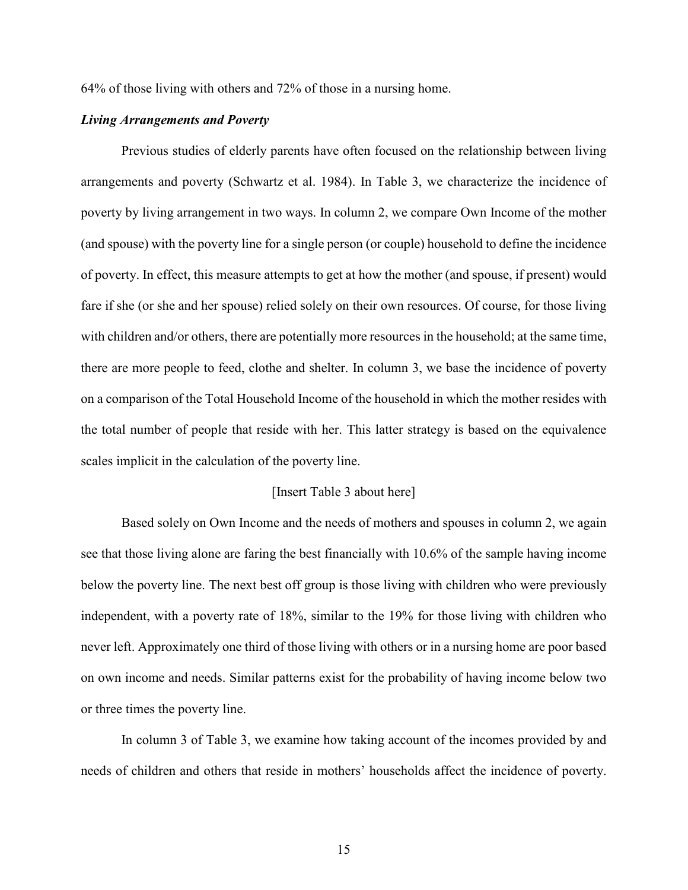64% of those living with others and 72% of those in a nursing home.

***Living Arrangements and Poverty***

Previous studies of elderly parents have often focused on the relationship between living arrangements and poverty (Schwartz et al. 1984). In Table 3, we characterize the incidence of poverty by living arrangement in two ways. In column 2, we compare Own Income of the mother (and spouse) with the poverty line for a single person (or couple) household to define the incidence of poverty. In effect, this measure attempts to get at how the mother (and spouse, if present) would fare if she (or she and her spouse) relied solely on their own resources. Of course, for those living with children and/or others, there are potentially more resources in the household; at the same time, there are more people to feed, clothe and shelter. In column 3, we base the incidence of poverty on a comparison of the Total Household Income of the household in which the mother resides with the total number of people that reside with her. This latter strategy is based on the equivalence scales implicit in the calculation of the poverty line.

[Insert Table 3 about here]

Based solely on Own Income and the needs of mothers and spouses in column 2, we again see that those living alone are faring the best financially with 10.6% of the sample having income below the poverty line. The next best off group is those living with children who were previously independent, with a poverty rate of 18%, similar to the 19% for those living with children who never left. Approximately one third of those living with others or in a nursing home are poor based on own income and needs. Similar patterns exist for the probability of having income below two or three times the poverty line.

In column 3 of Table 3, we examine how taking account of the incomes provided by and needs of children and others that reside in mothers' households affect the incidence of poverty.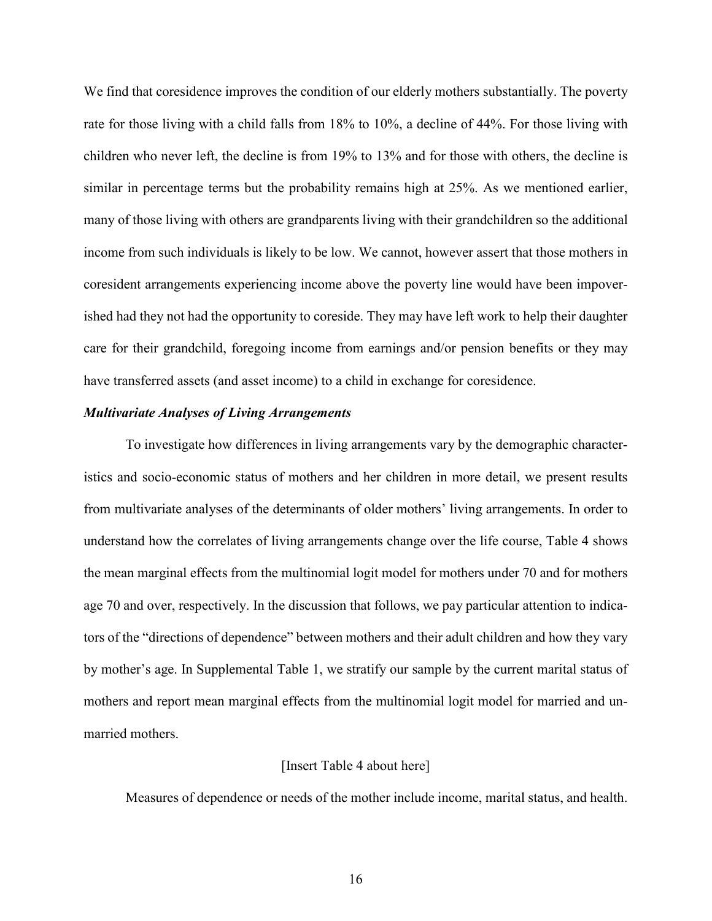We find that coresidence improves the condition of our elderly mothers substantially. The poverty rate for those living with a child falls from 18% to 10%, a decline of 44%. For those living with children who never left, the decline is from 19% to 13% and for those with others, the decline is similar in percentage terms but the probability remains high at 25%. As we mentioned earlier, many of those living with others are grandparents living with their grandchildren so the additional income from such individuals is likely to be low. We cannot, however assert that those mothers in coresident arrangements experiencing income above the poverty line would have been impoverished had they not had the opportunity to coreside. They may have left work to help their daughter care for their grandchild, foregoing income from earnings and/or pension benefits or they may have transferred assets (and asset income) to a child in exchange for coresidence.

***Multivariate Analyses of Living Arrangements***

To investigate how differences in living arrangements vary by the demographic characteristics and socio-economic status of mothers and her children in more detail, we present results from multivariate analyses of the determinants of older mothers' living arrangements. In order to understand how the correlates of living arrangements change over the life course, Table 4 shows the mean marginal effects from the multinomial logit model for mothers under 70 and for mothers age 70 and over, respectively. In the discussion that follows, we pay particular attention to indicators of the "directions of dependence" between mothers and their adult children and how they vary by mother's age. In Supplemental Table 1, we stratify our sample by the current marital status of mothers and report mean marginal effects from the multinomial logit model for married and unmarried mothers.

[Insert Table 4 about here]

Measures of dependence or needs of the mother include income, marital status, and health.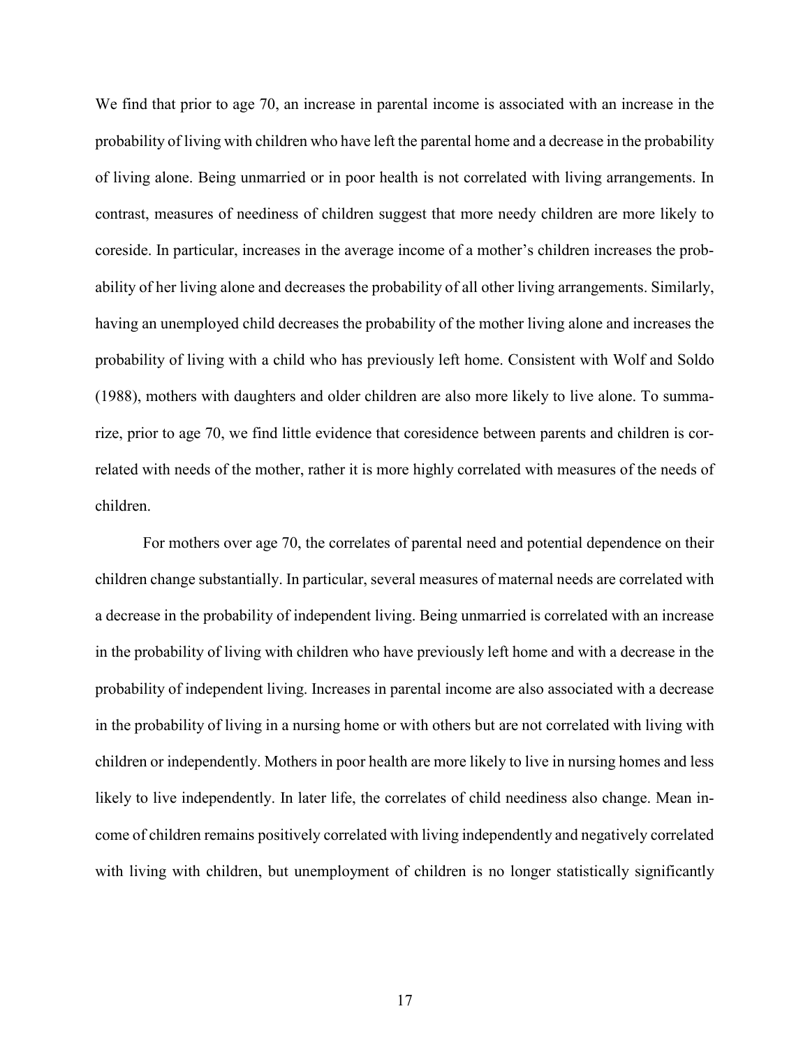We find that prior to age 70, an increase in parental income is associated with an increase in the probability of living with children who have left the parental home and a decrease in the probability of living alone. Being unmarried or in poor health is not correlated with living arrangements. In contrast, measures of neediness of children suggest that more needy children are more likely to coreside. In particular, increases in the average income of a mother's children increases the probability of her living alone and decreases the probability of all other living arrangements. Similarly, having an unemployed child decreases the probability of the mother living alone and increases the probability of living with a child who has previously left home. Consistent with Wolf and Soldo (1988), mothers with daughters and older children are also more likely to live alone. To summarize, prior to age 70, we find little evidence that coresidence between parents and children is correlated with needs of the mother, rather it is more highly correlated with measures of the needs of children.

For mothers over age 70, the correlates of parental need and potential dependence on their children change substantially. In particular, several measures of maternal needs are correlated with a decrease in the probability of independent living. Being unmarried is correlated with an increase in the probability of living with children who have previously left home and with a decrease in the probability of independent living. Increases in parental income are also associated with a decrease in the probability of living in a nursing home or with others but are not correlated with living with children or independently. Mothers in poor health are more likely to live in nursing homes and less likely to live independently. In later life, the correlates of child neediness also change. Mean income of children remains positively correlated with living independently and negatively correlated with living with children, but unemployment of children is no longer statistically significantly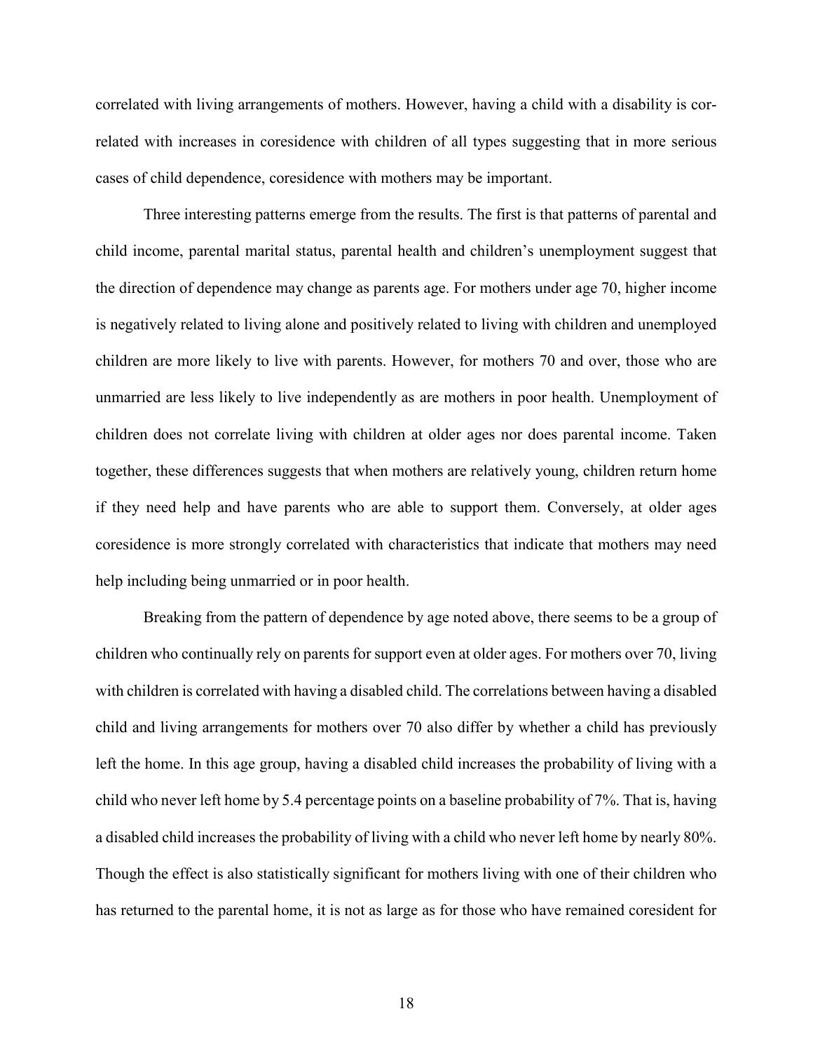correlated with living arrangements of mothers. However, having a child with a disability is correlated with increases in coresidence with children of all types suggesting that in more serious cases of child dependence, coresidence with mothers may be important.

Three interesting patterns emerge from the results. The first is that patterns of parental and child income, parental marital status, parental health and children's unemployment suggest that the direction of dependence may change as parents age. For mothers under age 70, higher income is negatively related to living alone and positively related to living with children and unemployed children are more likely to live with parents. However, for mothers 70 and over, those who are unmarried are less likely to live independently as are mothers in poor health. Unemployment of children does not correlate living with children at older ages nor does parental income. Taken together, these differences suggests that when mothers are relatively young, children return home if they need help and have parents who are able to support them. Conversely, at older ages coresidence is more strongly correlated with characteristics that indicate that mothers may need help including being unmarried or in poor health.

Breaking from the pattern of dependence by age noted above, there seems to be a group of children who continually rely on parents for support even at older ages. For mothers over 70, living with children is correlated with having a disabled child. The correlations between having a disabled child and living arrangements for mothers over 70 also differ by whether a child has previously left the home. In this age group, having a disabled child increases the probability of living with a child who never left home by 5.4 percentage points on a baseline probability of 7%. That is, having a disabled child increases the probability of living with a child who never left home by nearly 80%. Though the effect is also statistically significant for mothers living with one of their children who has returned to the parental home, it is not as large as for those who have remained coresident for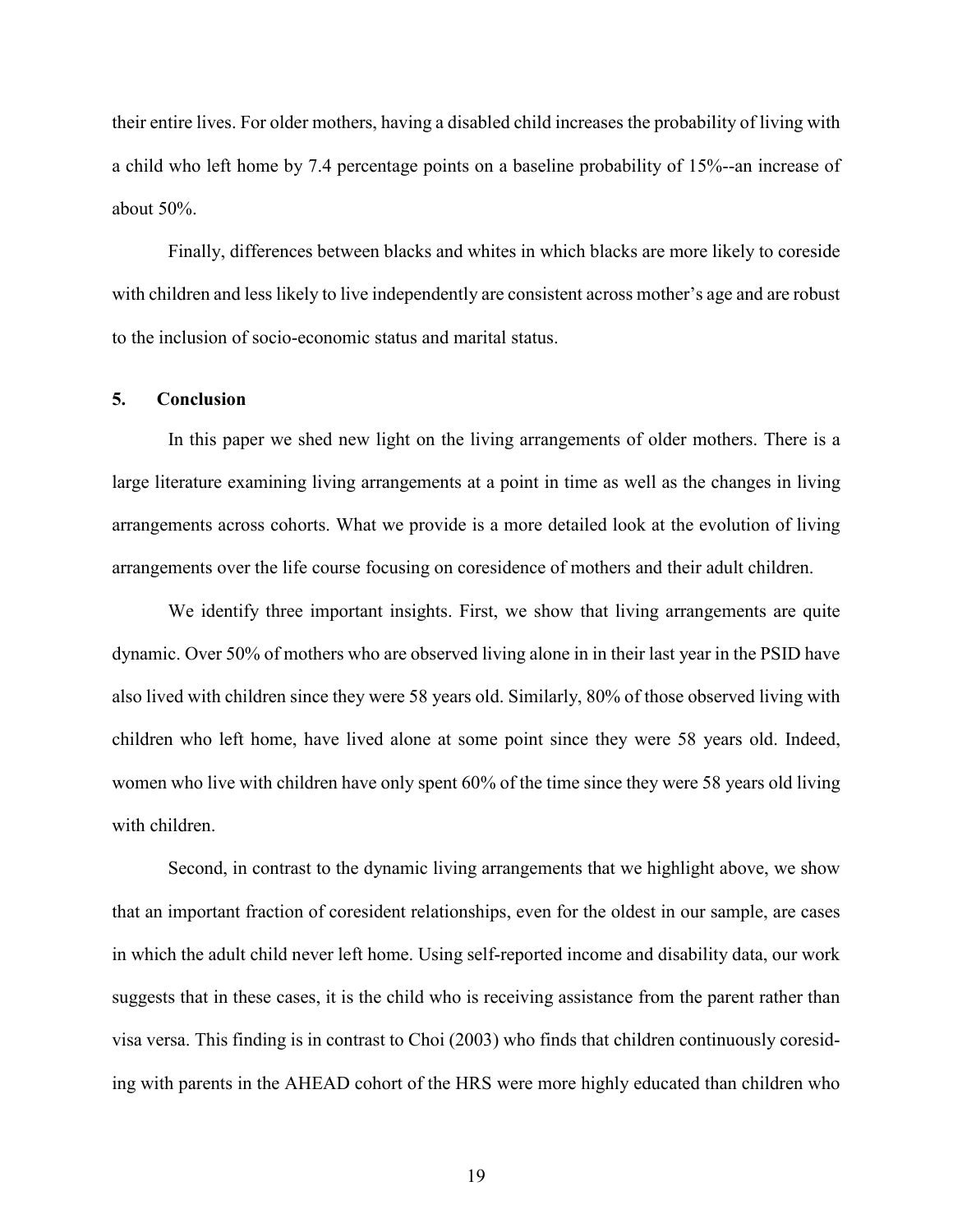their entire lives. For older mothers, having a disabled child increases the probability of living with a child who left home by 7.4 percentage points on a baseline probability of 15%--an increase of about 50%.

Finally, differences between blacks and whites in which blacks are more likely to coreside with children and less likely to live independently are consistent across mother's age and are robust to the inclusion of socio-economic status and marital status.

## 5. Conclusion

In this paper we shed new light on the living arrangements of older mothers. There is a large literature examining living arrangements at a point in time as well as the changes in living arrangements across cohorts. What we provide is a more detailed look at the evolution of living arrangements over the life course focusing on coresidence of mothers and their adult children.

We identify three important insights. First, we show that living arrangements are quite dynamic. Over 50% of mothers who are observed living alone in in their last year in the PSID have also lived with children since they were 58 years old. Similarly, 80% of those observed living with children who left home, have lived alone at some point since they were 58 years old. Indeed, women who live with children have only spent 60% of the time since they were 58 years old living with children.

Second, in contrast to the dynamic living arrangements that we highlight above, we show that an important fraction of coresident relationships, even for the oldest in our sample, are cases in which the adult child never left home. Using self-reported income and disability data, our work suggests that in these cases, it is the child who is receiving assistance from the parent rather than visa versa. This finding is in contrast to Choi (2003) who finds that children continuously coresiding with parents in the AHEAD cohort of the HRS were more highly educated than children who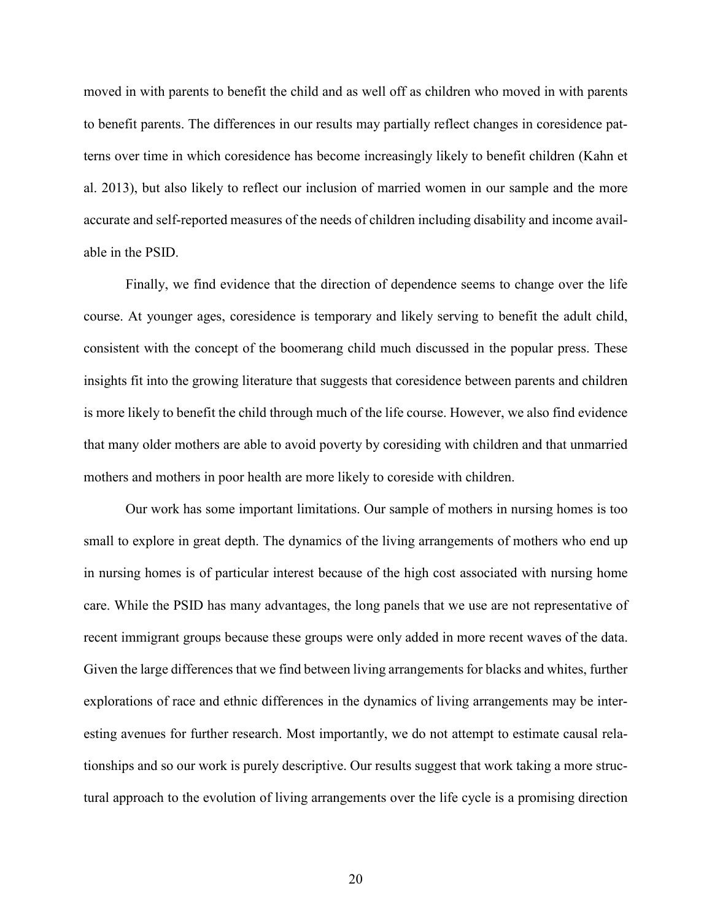moved in with parents to benefit the child and as well off as children who moved in with parents to benefit parents. The differences in our results may partially reflect changes in coresidence patterns over time in which coresidence has become increasingly likely to benefit children (Kahn et al. 2013), but also likely to reflect our inclusion of married women in our sample and the more accurate and self-reported measures of the needs of children including disability and income available in the PSID.

Finally, we find evidence that the direction of dependence seems to change over the life course. At younger ages, coresidence is temporary and likely serving to benefit the adult child, consistent with the concept of the boomerang child much discussed in the popular press. These insights fit into the growing literature that suggests that coresidence between parents and children is more likely to benefit the child through much of the life course. However, we also find evidence that many older mothers are able to avoid poverty by coresiding with children and that unmarried mothers and mothers in poor health are more likely to coreside with children.

Our work has some important limitations. Our sample of mothers in nursing homes is too small to explore in great depth. The dynamics of the living arrangements of mothers who end up in nursing homes is of particular interest because of the high cost associated with nursing home care. While the PSID has many advantages, the long panels that we use are not representative of recent immigrant groups because these groups were only added in more recent waves of the data. Given the large differences that we find between living arrangements for blacks and whites, further explorations of race and ethnic differences in the dynamics of living arrangements may be interesting avenues for further research. Most importantly, we do not attempt to estimate causal relationships and so our work is purely descriptive. Our results suggest that work taking a more structural approach to the evolution of living arrangements over the life cycle is a promising direction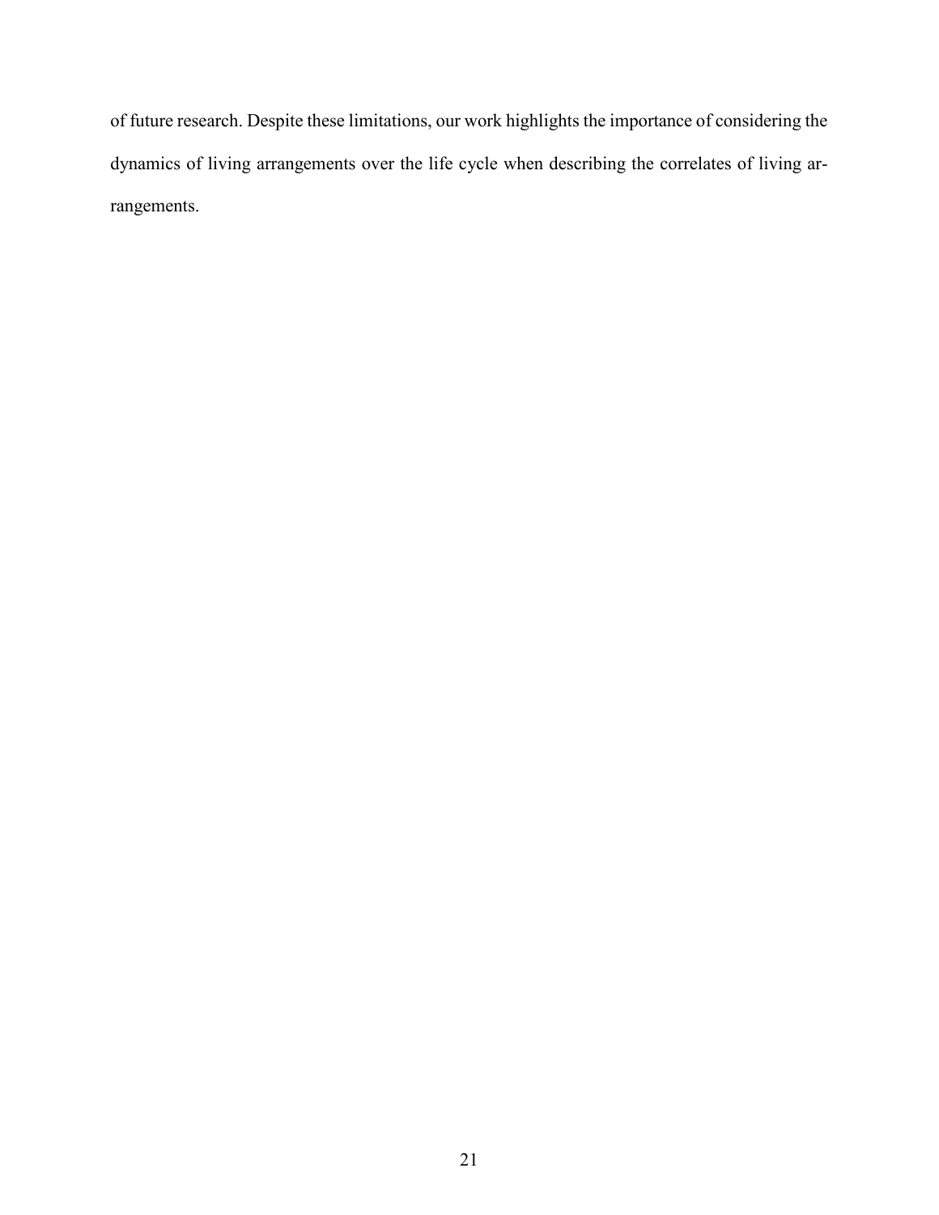of future research. Despite these limitations, our work highlights the importance of considering the dynamics of living arrangements over the life cycle when describing the correlates of living arrangements.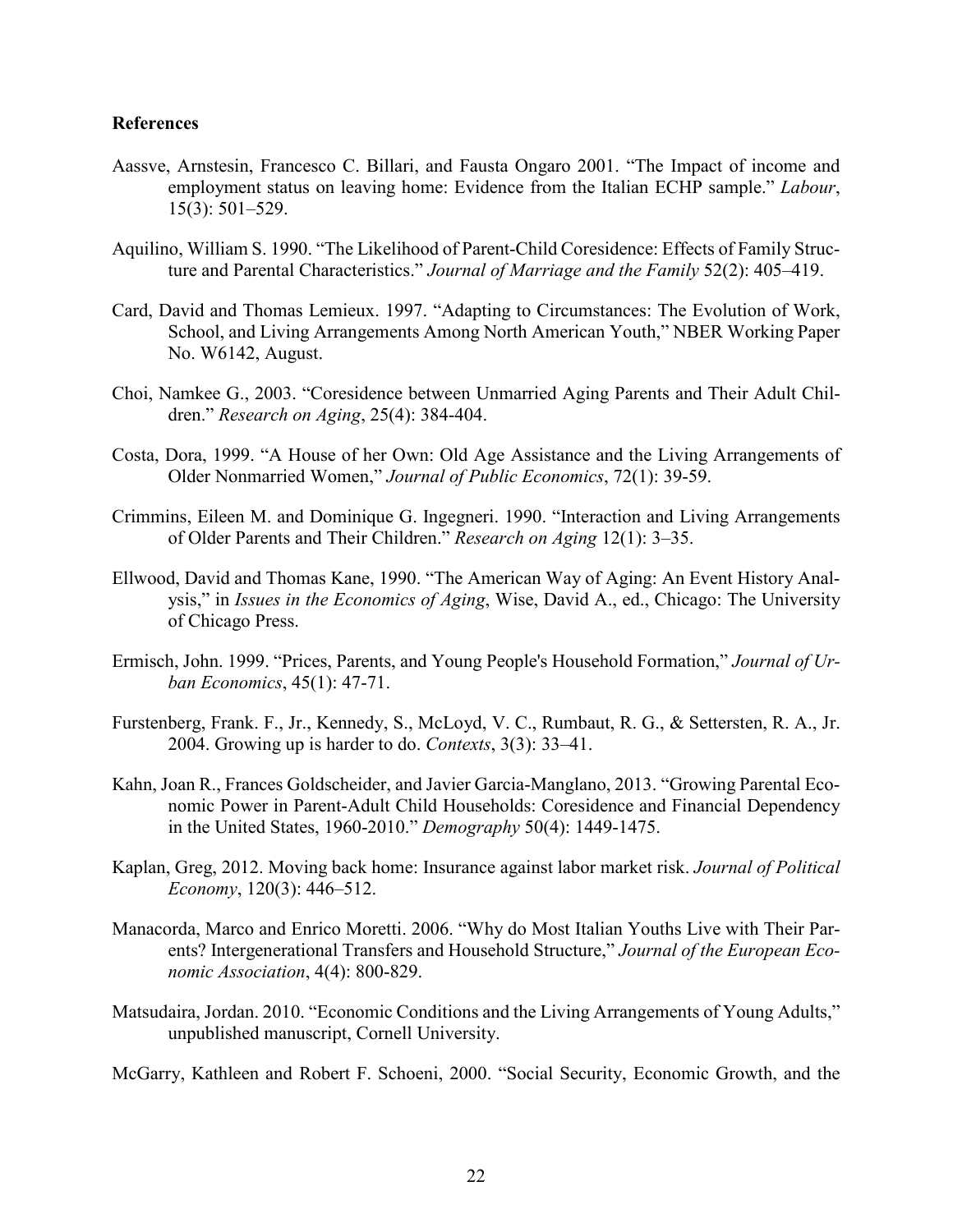**References**

Aassve, Arnstesin, Francesco C. Billari, and Fausta Ongaro 2001. "The Impact of income and employment status on leaving home: Evidence from the Italian ECHP sample." *Labour*, 15(3): 501–529.

Aquilino, William S. 1990. "The Likelihood of Parent-Child Coresidence: Effects of Family Structure and Parental Characteristics." *Journal of Marriage and the Family* 52(2): 405–419.

Card, David and Thomas Lemieux. 1997. "Adapting to Circumstances: The Evolution of Work, School, and Living Arrangements Among North American Youth," NBER Working Paper No. W6142, August.

Choi, Namkee G., 2003. "Coresidence between Unmarried Aging Parents and Their Adult Children." *Research on Aging*, 25(4): 384-404.

Costa, Dora, 1999. "A House of her Own: Old Age Assistance and the Living Arrangements of Older Nonmarried Women," *Journal of Public Economics*, 72(1): 39-59.

Crimmins, Eileen M. and Dominique G. Ingegneri. 1990. "Interaction and Living Arrangements of Older Parents and Their Children." *Research on Aging* 12(1): 3–35.

Ellwood, David and Thomas Kane, 1990. "The American Way of Aging: An Event History Analysis," in *Issues in the Economics of Aging*, Wise, David A., ed., Chicago: The University of Chicago Press.

Ermisch, John. 1999. "Prices, Parents, and Young People's Household Formation," *Journal of Urban Economics*, 45(1): 47-71.

Furstenberg, Frank. F., Jr., Kennedy, S., McLoyd, V. C., Rumbaut, R. G., & Settersten, R. A., Jr. 2004. Growing up is harder to do. *Contexts*, 3(3): 33–41.

Kahn, Joan R., Frances Goldscheider, and Javier Garcia-Manglano, 2013. "Growing Parental Economic Power in Parent-Adult Child Households: Coresidence and Financial Dependency in the United States, 1960-2010." *Demography* 50(4): 1449-1475.

Kaplan, Greg, 2012. Moving back home: Insurance against labor market risk. *Journal of Political Economy*, 120(3): 446–512.

Manacorda, Marco and Enrico Moretti. 2006. "Why do Most Italian Youths Live with Their Parents? Intergenerational Transfers and Household Structure," *Journal of the European Economic Association*, 4(4): 800-829.

Matsudaira, Jordan. 2010. "Economic Conditions and the Living Arrangements of Young Adults," unpublished manuscript, Cornell University.

McGarry, Kathleen and Robert F. Schoeni, 2000. "Social Security, Economic Growth, and the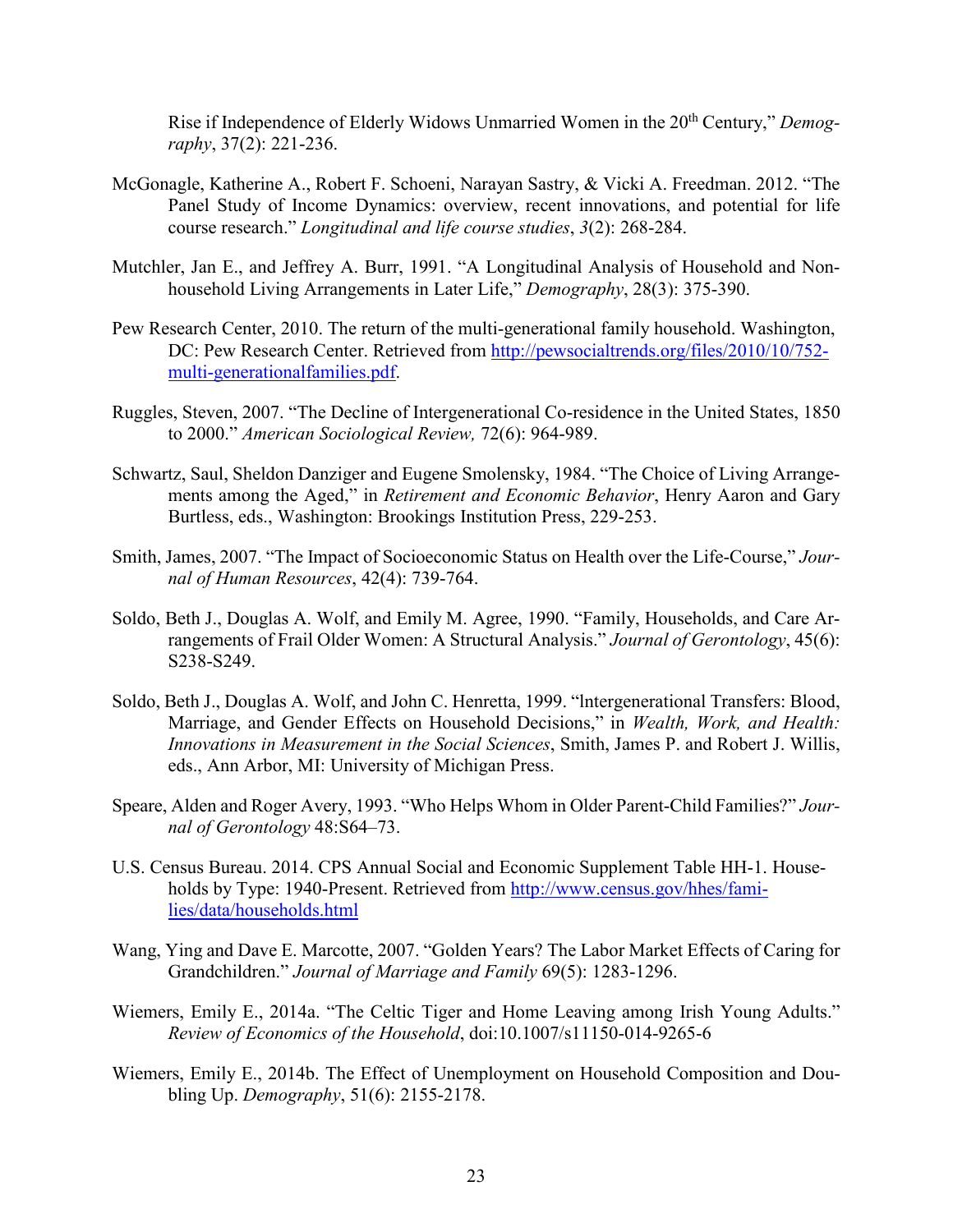Rise if Independence of Elderly Widows Unmarried Women in the 20th Century," *Demography*, 37(2): 221-236.

McGonagle, Katherine A., Robert F. Schoeni, Narayan Sastry, & Vicki A. Freedman. 2012. "The Panel Study of Income Dynamics: overview, recent innovations, and potential for life course research." *Longitudinal and life course studies*, *3*(2): 268-284.

Mutchler, Jan E., and Jeffrey A. Burr, 1991. "A Longitudinal Analysis of Household and Non-household Living Arrangements in Later Life," *Demography*, 28(3): 375-390.

Pew Research Center, 2010. The return of the multi-generational family household. Washington, DC: Pew Research Center. Retrieved from http://pewsocialtrends.org/files/2010/10/752-multi-generationalfamilies.pdf.

Ruggles, Steven, 2007. "The Decline of Intergenerational Co-residence in the United States, 1850 to 2000." *American Sociological Review,* 72(6): 964-989.

Schwartz, Saul, Sheldon Danziger and Eugene Smolensky, 1984. "The Choice of Living Arrangements among the Aged," in *Retirement and Economic Behavior*, Henry Aaron and Gary Burtless, eds., Washington: Brookings Institution Press, 229-253.

Smith, James, 2007. "The Impact of Socioeconomic Status on Health over the Life-Course," *Journal of Human Resources*, 42(4): 739-764.

Soldo, Beth J., Douglas A. Wolf, and Emily M. Agree, 1990. "Family, Households, and Care Arrangements of Frail Older Women: A Structural Analysis." *Journal of Gerontology*, 45(6): S238-S249.

Soldo, Beth J., Douglas A. Wolf, and John C. Henretta, 1999. "lntergenerational Transfers: Blood, Marriage, and Gender Effects on Household Decisions," in *Wealth, Work, and Health: Innovations in Measurement in the Social Sciences*, Smith, James P. and Robert J. Willis, eds., Ann Arbor, MI: University of Michigan Press.

Speare, Alden and Roger Avery, 1993. "Who Helps Whom in Older Parent-Child Families?" *Journal of Gerontology* 48:S64–73.

U.S. Census Bureau. 2014. CPS Annual Social and Economic Supplement Table HH-1. Households by Type: 1940-Present. Retrieved from http://www.census.gov/hhes/families/data/households.html

Wang, Ying and Dave E. Marcotte, 2007. "Golden Years? The Labor Market Effects of Caring for Grandchildren." *Journal of Marriage and Family* 69(5): 1283-1296.

Wiemers, Emily E., 2014a. "The Celtic Tiger and Home Leaving among Irish Young Adults." *Review of Economics of the Household*, doi:10.1007/s11150-014-9265-6

Wiemers, Emily E., 2014b. The Effect of Unemployment on Household Composition and Doubling Up. *Demography*, 51(6): 2155-2178.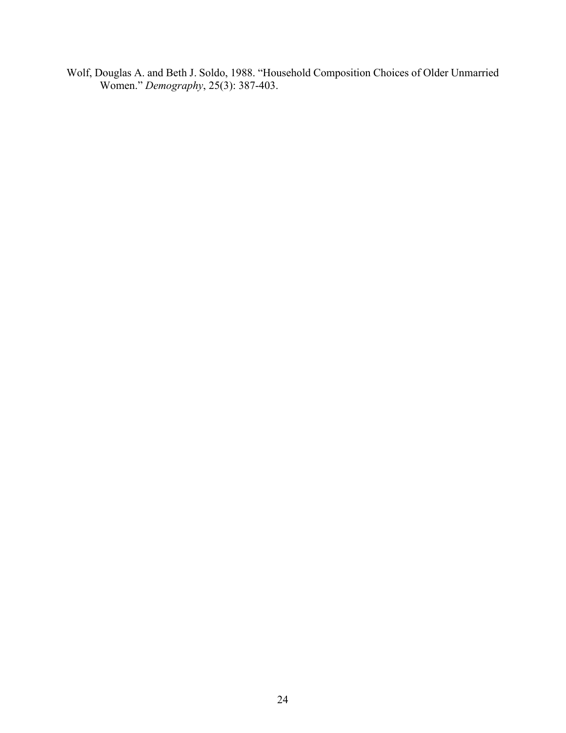Wolf, Douglas A. and Beth J. Soldo, 1988. "Household Composition Choices of Older Unmarried Women." *Demography*, 25(3): 387-403.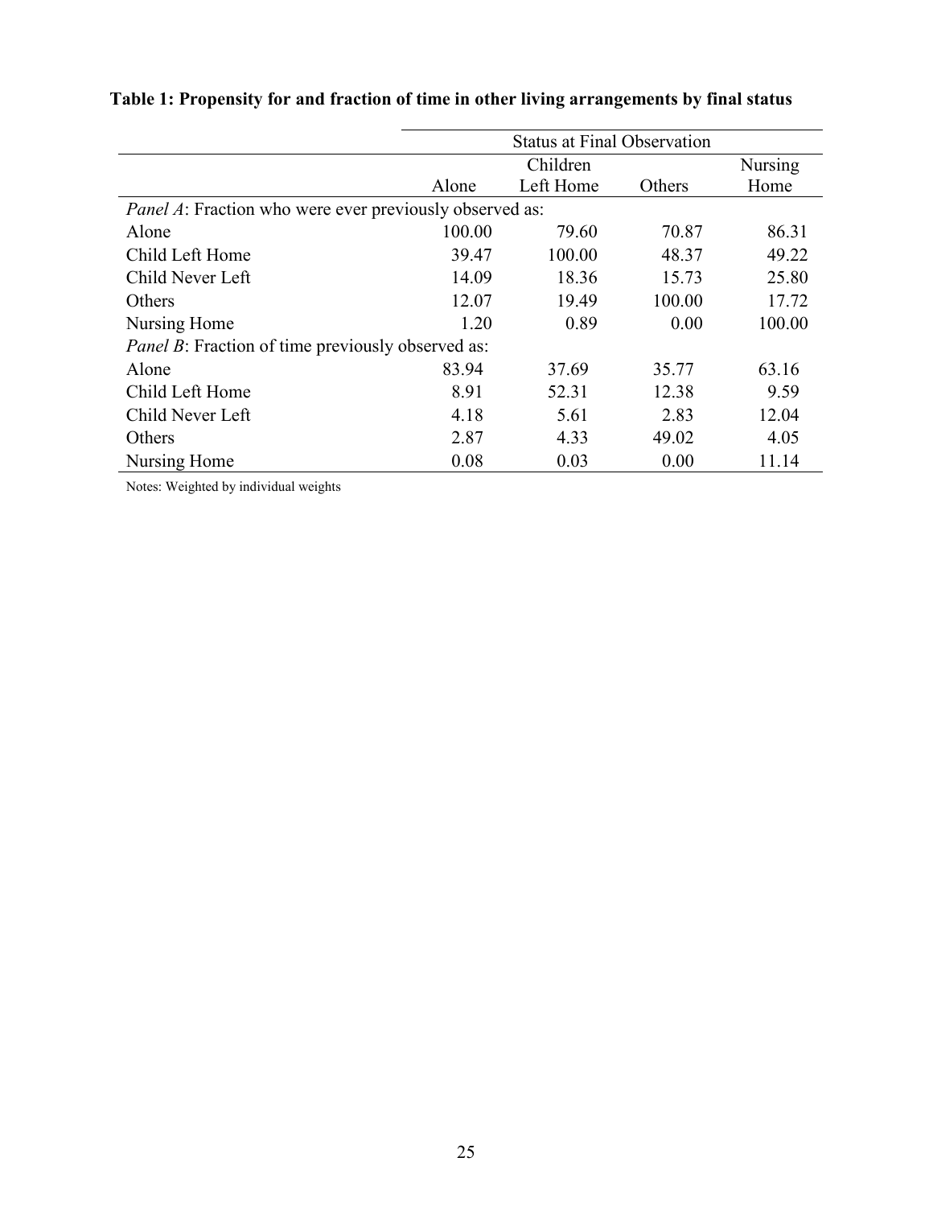**Table 1: Propensity for and fraction of time in other living arrangements by final status**

| | Status at Final Observation | | | |
|---|---|---|---|---|
| | Alone | Children Left Home | Others | Nursing Home |
| *Panel A*: Fraction who were ever previously observed as: | | | | |
| Alone | 100.00 | 79.60 | 70.87 | 86.31 |
| Child Left Home | 39.47 | 100.00 | 48.37 | 49.22 |
| Child Never Left | 14.09 | 18.36 | 15.73 | 25.80 |
| Others | 12.07 | 19.49 | 100.00 | 17.72 |
| Nursing Home | 1.20 | 0.89 | 0.00 | 100.00 |
| *Panel B*: Fraction of time previously observed as: | | | | |
| Alone | 83.94 | 37.69 | 35.77 | 63.16 |
| Child Left Home | 8.91 | 52.31 | 12.38 | 9.59 |
| Child Never Left | 4.18 | 5.61 | 2.83 | 12.04 |
| Others | 2.87 | 4.33 | 49.02 | 4.05 |
| Nursing Home | 0.08 | 0.03 | 0.00 | 11.14 |

Notes: Weighted by individual weights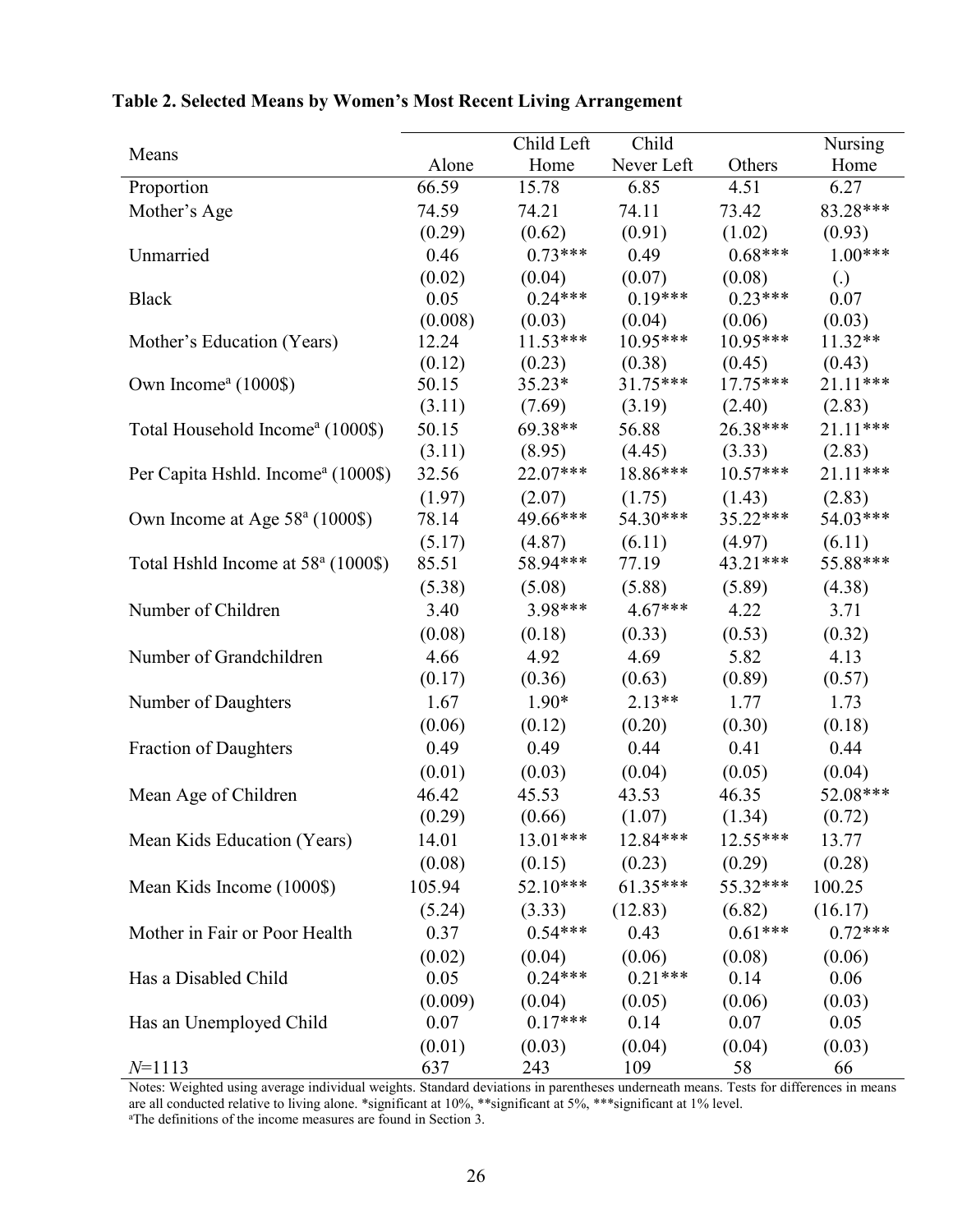**Table 2. Selected Means by Women's Most Recent Living Arrangement**

| Means | Alone | Child Left Home | Child Never Left | Others | Nursing Home |
|---|---|---|---|---|---|
| Proportion | 66.59 | 15.78 | 6.85 | 4.51 | 6.27 |
| Mother's Age | 74.59 | 74.21 | 74.11 | 73.42 | 83.28*** |
| | (0.29) | (0.62) | (0.91) | (1.02) | (0.93) |
| Unmarried | 0.46 | 0.73*** | 0.49 | 0.68*** | 1.00*** |
| | (0.02) | (0.04) | (0.07) | (0.08) | (.) |
| Black | 0.05 | 0.24*** | 0.19*** | 0.23*** | 0.07 |
| | (0.008) | (0.03) | (0.04) | (0.06) | (0.03) |
| Mother's Education (Years) | 12.24 | 11.53*** | 10.95*** | 10.95*** | 11.32** |
| | (0.12) | (0.23) | (0.38) | (0.45) | (0.43) |
| Own Income[a] (1000$) | 50.15 | 35.23* | 31.75*** | 17.75*** | 21.11*** |
| | (3.11) | (7.69) | (3.19) | (2.40) | (2.83) |
| Total Household Income[a] (1000$) | 50.15 | 69.38** | 56.88 | 26.38*** | 21.11*** |
| | (3.11) | (8.95) | (4.45) | (3.33) | (2.83) |
| Per Capita Hshld. Income[a] (1000$) | 32.56 | 22.07*** | 18.86*** | 10.57*** | 21.11*** |
| | (1.97) | (2.07) | (1.75) | (1.43) | (2.83) |
| Own Income at Age 58[a] (1000$) | 78.14 | 49.66*** | 54.30*** | 35.22*** | 54.03*** |
| | (5.17) | (4.87) | (6.11) | (4.97) | (6.11) |
| Total Hshld Income at 58[a] (1000$) | 85.51 | 58.94*** | 77.19 | 43.21*** | 55.88*** |
| | (5.38) | (5.08) | (5.88) | (5.89) | (4.38) |
| Number of Children | 3.40 | 3.98*** | 4.67*** | 4.22 | 3.71 |
| | (0.08) | (0.18) | (0.33) | (0.53) | (0.32) |
| Number of Grandchildren | 4.66 | 4.92 | 4.69 | 5.82 | 4.13 |
| | (0.17) | (0.36) | (0.63) | (0.89) | (0.57) |
| Number of Daughters | 1.67 | 1.90* | 2.13** | 1.77 | 1.73 |
| | (0.06) | (0.12) | (0.20) | (0.30) | (0.18) |
| Fraction of Daughters | 0.49 | 0.49 | 0.44 | 0.41 | 0.44 |
| | (0.01) | (0.03) | (0.04) | (0.05) | (0.04) |
| Mean Age of Children | 46.42 | 45.53 | 43.53 | 46.35 | 52.08*** |
| | (0.29) | (0.66) | (1.07) | (1.34) | (0.72) |
| Mean Kids Education (Years) | 14.01 | 13.01*** | 12.84*** | 12.55*** | 13.77 |
| | (0.08) | (0.15) | (0.23) | (0.29) | (0.28) |
| Mean Kids Income (1000$) | 105.94 | 52.10*** | 61.35*** | 55.32*** | 100.25 |
| | (5.24) | (3.33) | (12.83) | (6.82) | (16.17) |
| Mother in Fair or Poor Health | 0.37 | 0.54*** | 0.43 | 0.61*** | 0.72*** |
| | (0.02) | (0.04) | (0.06) | (0.08) | (0.06) |
| Has a Disabled Child | 0.05 | 0.24*** | 0.21*** | 0.14 | 0.06 |
| | (0.009) | (0.04) | (0.05) | (0.06) | (0.03) |
| Has an Unemployed Child | 0.07 | 0.17*** | 0.14 | 0.07 | 0.05 |
| | (0.01) | (0.03) | (0.04) | (0.04) | (0.03) |
| *N*=1113 | 637 | 243 | 109 | 58 | 66 |

Notes: Weighted using average individual weights. Standard deviations in parentheses underneath means. Tests for differences in means are all conducted relative to living alone. *significant at 10%, **significant at 5%, ***significant at 1% level.
[a]The definitions of the income measures are found in Section 3.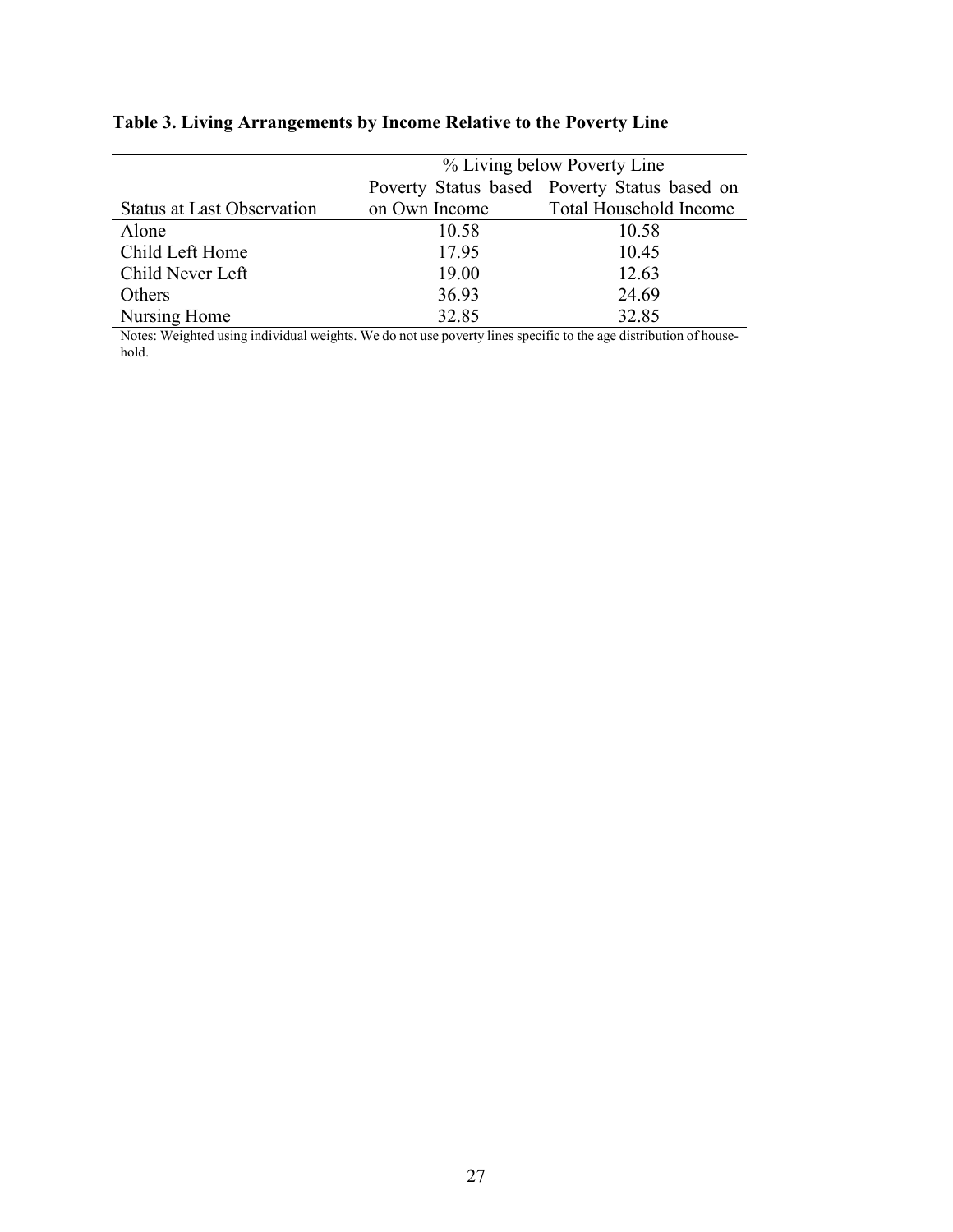**Table 3. Living Arrangements by Income Relative to the Poverty Line**

| | % Living below Poverty Line | |
|---|---|---|
| Status at Last Observation | Poverty Status based on Own Income | Poverty Status based on Total Household Income |
| Alone | 10.58 | 10.58 |
| Child Left Home | 17.95 | 10.45 |
| Child Never Left | 19.00 | 12.63 |
| Others | 36.93 | 24.69 |
| Nursing Home | 32.85 | 32.85 |

Notes: Weighted using individual weights. We do not use poverty lines specific to the age distribution of household.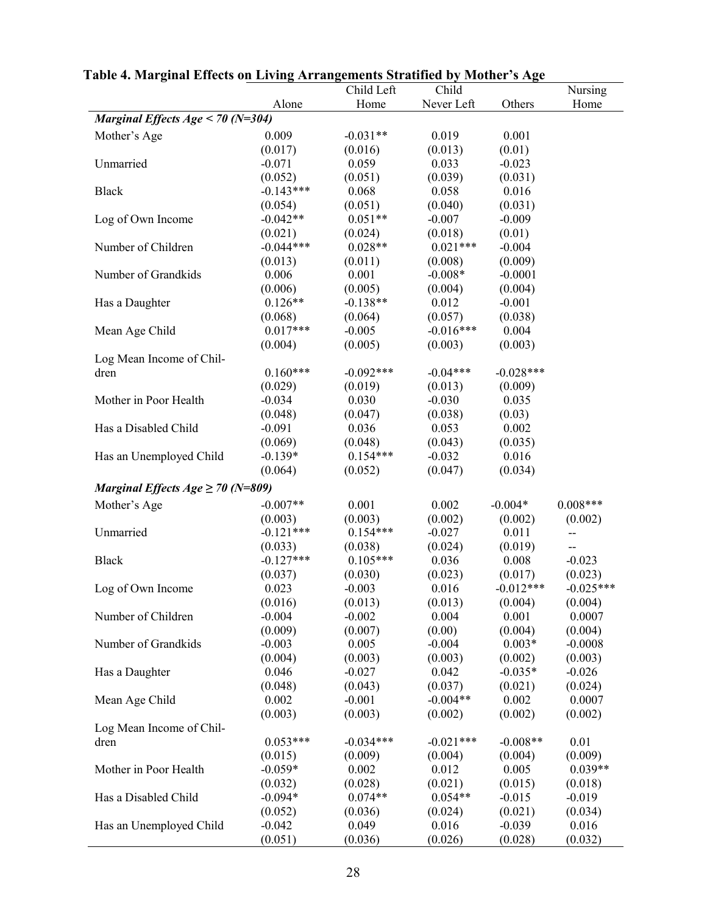**Table 4. Marginal Effects on Living Arrangements Stratified by Mother's Age**

| | Alone | Child Left Home | Child Never Left | Others | Nursing Home |
|---|---|---|---|---|---|
| ***Marginal Effects Age < 70 (N=304)*** | | | | | |
| Mother's Age | 0.009 | -0.031** | 0.019 | 0.001 | |
| | (0.017) | (0.016) | (0.013) | (0.01) | |
| Unmarried | -0.071 | 0.059 | 0.033 | -0.023 | |
| | (0.052) | (0.051) | (0.039) | (0.031) | |
| Black | -0.143*** | 0.068 | 0.058 | 0.016 | |
| | (0.054) | (0.051) | (0.040) | (0.031) | |
| Log of Own Income | -0.042** | 0.051** | -0.007 | -0.009 | |
| | (0.021) | (0.024) | (0.018) | (0.01) | |
| Number of Children | -0.044*** | 0.028** | 0.021*** | -0.004 | |
| | (0.013) | (0.011) | (0.008) | (0.009) | |
| Number of Grandkids | 0.006 | 0.001 | -0.008* | -0.0001 | |
| | (0.006) | (0.005) | (0.004) | (0.004) | |
| Has a Daughter | 0.126** | -0.138** | 0.012 | -0.001 | |
| | (0.068) | (0.064) | (0.057) | (0.038) | |
| Mean Age Child | 0.017*** | -0.005 | -0.016*** | 0.004 | |
| | (0.004) | (0.005) | (0.003) | (0.003) | |
| Log Mean Income of Children | 0.160*** | -0.092*** | -0.04*** | -0.028*** | |
| | (0.029) | (0.019) | (0.013) | (0.009) | |
| Mother in Poor Health | -0.034 | 0.030 | -0.030 | 0.035 | |
| | (0.048) | (0.047) | (0.038) | (0.03) | |
| Has a Disabled Child | -0.091 | 0.036 | 0.053 | 0.002 | |
| | (0.069) | (0.048) | (0.043) | (0.035) | |
| Has an Unemployed Child | -0.139* | 0.154*** | -0.032 | 0.016 | |
| | (0.064) | (0.052) | (0.047) | (0.034) | |
| ***Marginal Effects Age ≥ 70 (N=809)*** | | | | | |
| Mother's Age | -0.007** | 0.001 | 0.002 | -0.004* | 0.008*** |
| | (0.003) | (0.003) | (0.002) | (0.002) | (0.002) |
| Unmarried | -0.121*** | 0.154*** | -0.027 | 0.011 | -- |
| | (0.033) | (0.038) | (0.024) | (0.019) | -- |
| Black | -0.127*** | 0.105*** | 0.036 | 0.008 | -0.023 |
| | (0.037) | (0.030) | (0.023) | (0.017) | (0.023) |
| Log of Own Income | 0.023 | -0.003 | 0.016 | -0.012*** | -0.025*** |
| | (0.016) | (0.013) | (0.013) | (0.004) | (0.004) |
| Number of Children | -0.004 | -0.002 | 0.004 | 0.001 | 0.0007 |
| | (0.009) | (0.007) | (0.00) | (0.004) | (0.004) |
| Number of Grandkids | -0.003 | 0.005 | -0.004 | 0.003* | -0.0008 |
| | (0.004) | (0.003) | (0.003) | (0.002) | (0.003) |
| Has a Daughter | 0.046 | -0.027 | 0.042 | -0.035* | -0.026 |
| | (0.048) | (0.043) | (0.037) | (0.021) | (0.024) |
| Mean Age Child | 0.002 | -0.001 | -0.004** | 0.002 | 0.0007 |
| | (0.003) | (0.003) | (0.002) | (0.002) | (0.002) |
| Log Mean Income of Children | 0.053*** | -0.034*** | -0.021*** | -0.008** | 0.01 |
| | (0.015) | (0.009) | (0.004) | (0.004) | (0.009) |
| Mother in Poor Health | -0.059* | 0.002 | 0.012 | 0.005 | 0.039** |
| | (0.032) | (0.028) | (0.021) | (0.015) | (0.018) |
| Has a Disabled Child | -0.094* | 0.074** | 0.054** | -0.015 | -0.019 |
| | (0.052) | (0.036) | (0.024) | (0.021) | (0.034) |
| Has an Unemployed Child | -0.042 | 0.049 | 0.016 | -0.039 | 0.016 |
| | (0.051) | (0.036) | (0.026) | (0.028) | (0.032) |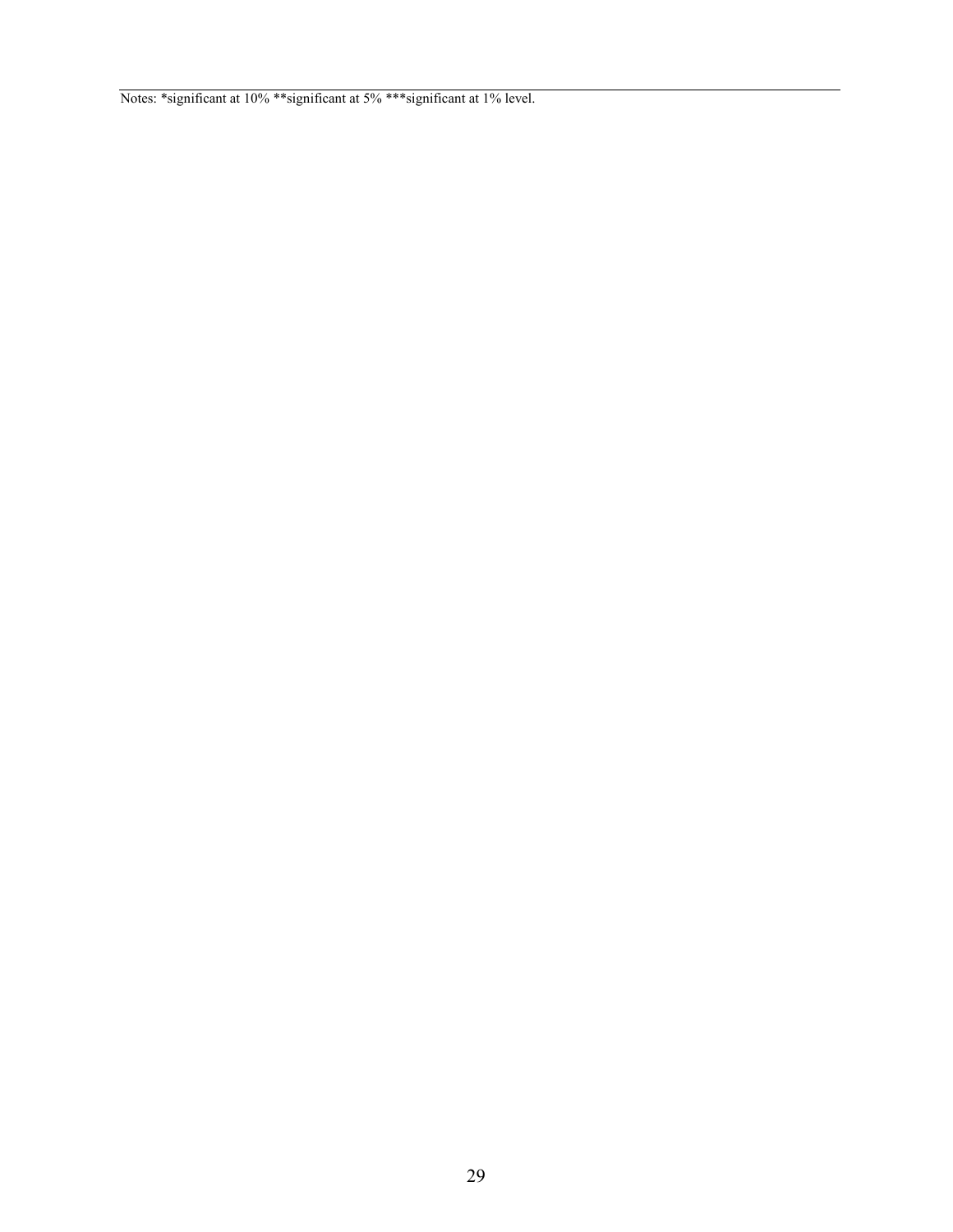Notes: *significant at 10% **significant at 5% ***significant at 1% level.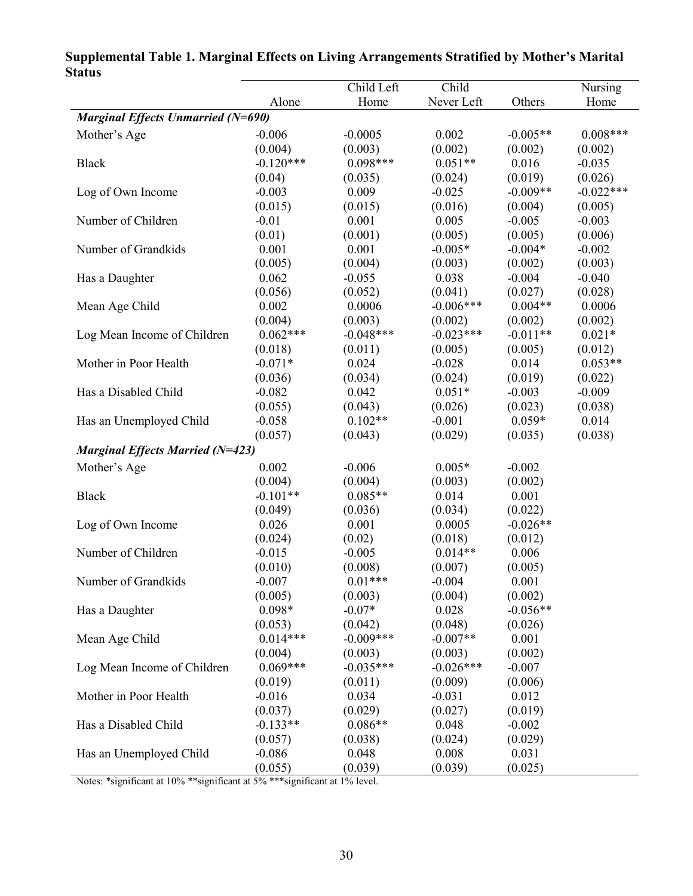**Supplemental Table 1. Marginal Effects on Living Arrangements Stratified by Mother's Marital Status**

| | Alone | Child Left Home | Child Never Left | Others | Nursing Home |
|---|---|---|---|---|---|
| ***Marginal Effects Unmarried (N=690)*** | | | | | |
| Mother's Age | -0.006 | -0.0005 | 0.002 | -0.005** | 0.008*** |
| | (0.004) | (0.003) | (0.002) | (0.002) | (0.002) |
| Black | -0.120*** | 0.098*** | 0.051** | 0.016 | -0.035 |
| | (0.04) | (0.035) | (0.024) | (0.019) | (0.026) |
| Log of Own Income | -0.003 | 0.009 | -0.025 | -0.009** | -0.022*** |
| | (0.015) | (0.015) | (0.016) | (0.004) | (0.005) |
| Number of Children | -0.01 | 0.001 | 0.005 | -0.005 | -0.003 |
| | (0.01) | (0.001) | (0.005) | (0.005) | (0.006) |
| Number of Grandkids | 0.001 | 0.001 | -0.005* | -0.004* | -0.002 |
| | (0.005) | (0.004) | (0.003) | (0.002) | (0.003) |
| Has a Daughter | 0.062 | -0.055 | 0.038 | -0.004 | -0.040 |
| | (0.056) | (0.052) | (0.041) | (0.027) | (0.028) |
| Mean Age Child | 0.002 | 0.0006 | -0.006*** | 0.004** | 0.0006 |
| | (0.004) | (0.003) | (0.002) | (0.002) | (0.002) |
| Log Mean Income of Children | 0.062*** | -0.048*** | -0.023*** | -0.011** | 0.021* |
| | (0.018) | (0.011) | (0.005) | (0.005) | (0.012) |
| Mother in Poor Health | -0.071* | 0.024 | -0.028 | 0.014 | 0.053** |
| | (0.036) | (0.034) | (0.024) | (0.019) | (0.022) |
| Has a Disabled Child | -0.082 | 0.042 | 0.051* | -0.003 | -0.009 |
| | (0.055) | (0.043) | (0.026) | (0.023) | (0.038) |
| Has an Unemployed Child | -0.058 | 0.102** | -0.001 | 0.059* | 0.014 |
| | (0.057) | (0.043) | (0.029) | (0.035) | (0.038) |
| ***Marginal Effects Married (N=423)*** | | | | | |
| Mother's Age | 0.002 | -0.006 | 0.005* | -0.002 | |
| | (0.004) | (0.004) | (0.003) | (0.002) | |
| Black | -0.101** | 0.085** | 0.014 | 0.001 | |
| | (0.049) | (0.036) | (0.034) | (0.022) | |
| Log of Own Income | 0.026 | 0.001 | 0.0005 | -0.026** | |
| | (0.024) | (0.02) | (0.018) | (0.012) | |
| Number of Children | -0.015 | -0.005 | 0.014** | 0.006 | |
| | (0.010) | (0.008) | (0.007) | (0.005) | |
| Number of Grandkids | -0.007 | 0.01*** | -0.004 | 0.001 | |
| | (0.005) | (0.003) | (0.004) | (0.002) | |
| Has a Daughter | 0.098* | -0.07* | 0.028 | -0.056** | |
| | (0.053) | (0.042) | (0.048) | (0.026) | |
| Mean Age Child | 0.014*** | -0.009*** | -0.007** | 0.001 | |
| | (0.004) | (0.003) | (0.003) | (0.002) | |
| Log Mean Income of Children | 0.069*** | -0.035*** | -0.026*** | -0.007 | |
| | (0.019) | (0.011) | (0.009) | (0.006) | |
| Mother in Poor Health | -0.016 | 0.034 | -0.031 | 0.012 | |
| | (0.037) | (0.029) | (0.027) | (0.019) | |
| Has a Disabled Child | -0.133** | 0.086** | 0.048 | -0.002 | |
| | (0.057) | (0.038) | (0.024) | (0.029) | |
| Has an Unemployed Child | -0.086 | 0.048 | 0.008 | 0.031 | |
| | (0.055) | (0.039) | (0.039) | (0.025) | |

Notes: *significant at 10% **significant at 5% ***significant at 1% level.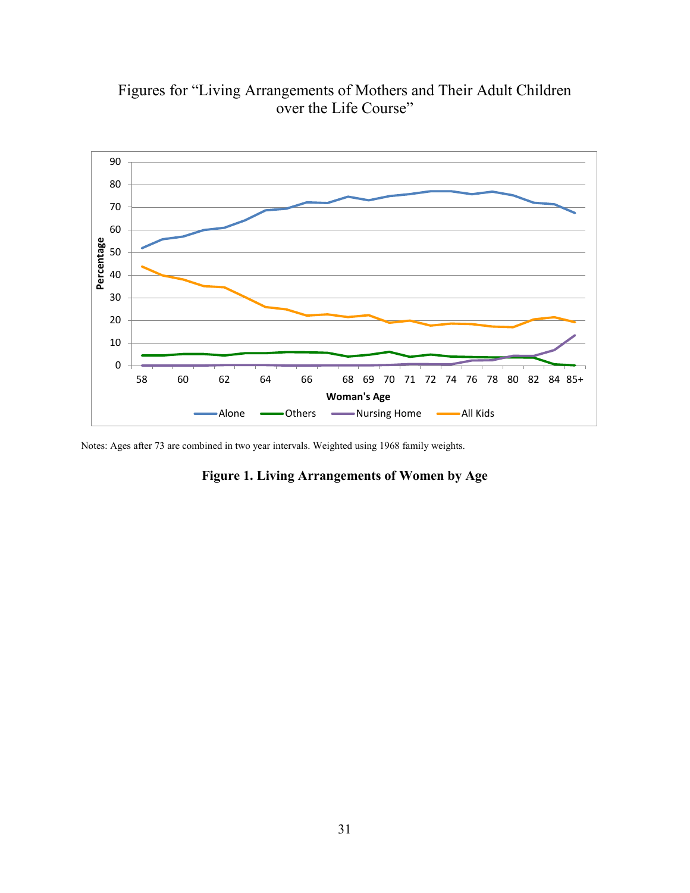Figures for "Living Arrangements of Mothers and Their Adult Children over the Life Course"

Notes: Ages after 73 are combined in two year intervals. Weighted using 1968 family weights.

**Figure 1. Living Arrangements of Women by Age**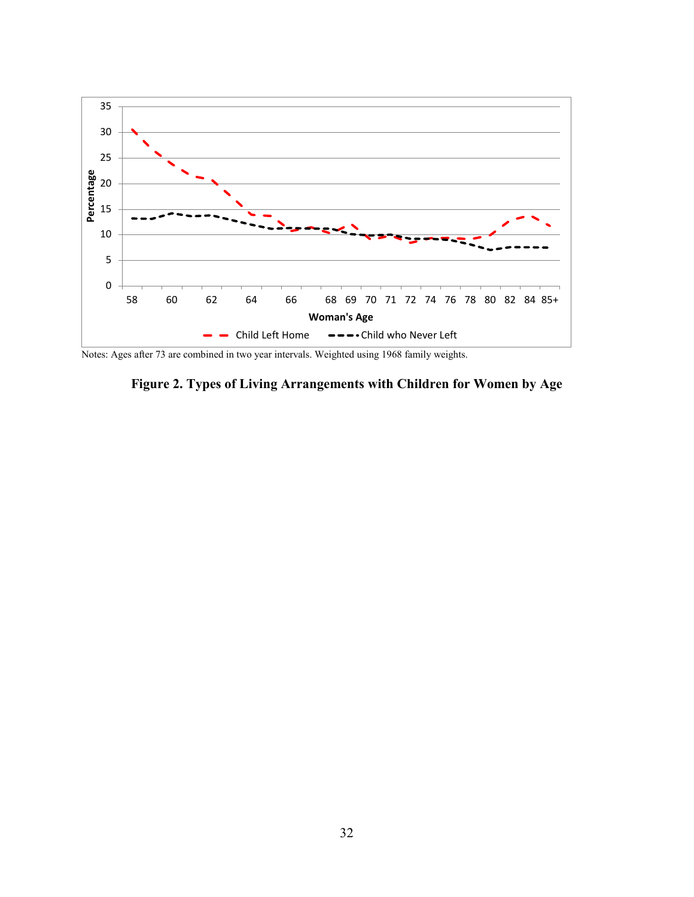35
30
25
20
15
10
5
0

Percentage

58 60 62 64 66 68 69 70 71 72 74 76 78 80 82 84 85+

Woman's Age

Child Left Home

Child who Never Left

Notes: Ages after 73 are combined in two year intervals. Weighted using 1968 family weights.

**Figure 2. Types of Living Arrangements with Children for Women by Age**